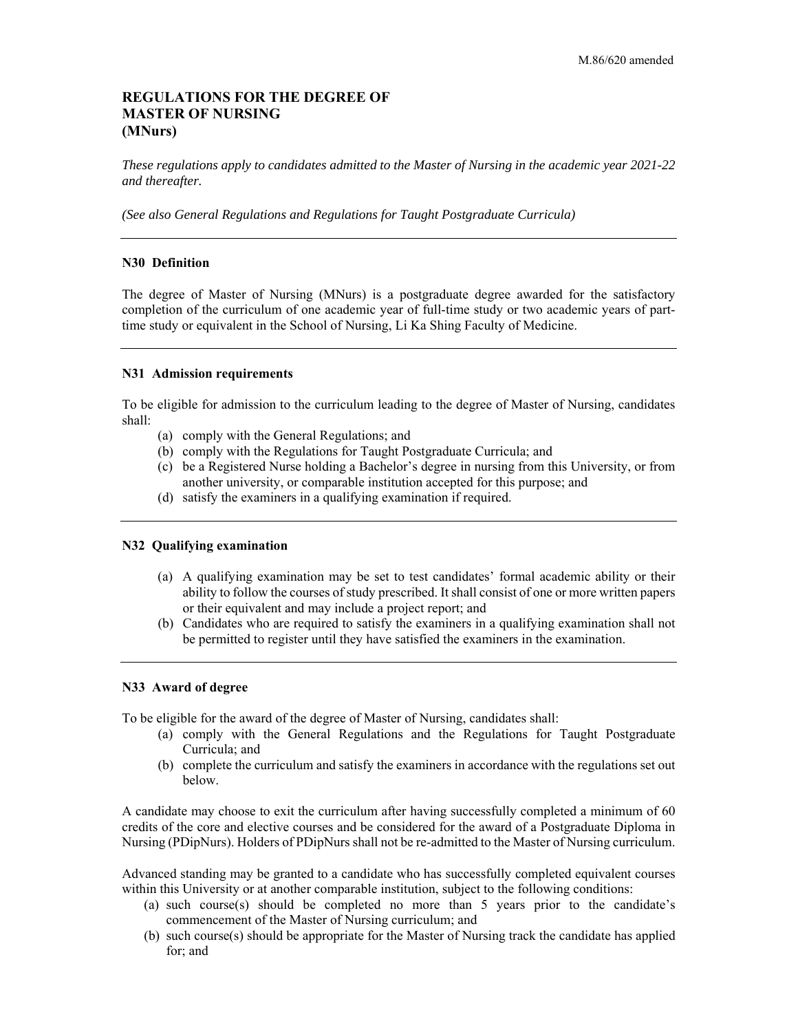M.86/620 amended

# REGULATIONS FOR THE DEGREE OF MASTER OF NURSING (MNurs)

*These regulations apply to candidates admitted to the Master of Nursing in the academic year 2021-22 and thereafter.*

*(See also General Regulations and Regulations for Taught Postgraduate Curricula)*

---

### N30 Definition

The degree of Master of Nursing (MNurs) is a postgraduate degree awarded for the satisfactory completion of the curriculum of one academic year of full-time study or two academic years of part-time study or equivalent in the School of Nursing, Li Ka Shing Faculty of Medicine.

---

### N31 Admission requirements

To be eligible for admission to the curriculum leading to the degree of Master of Nursing, candidates shall:

(a) comply with the General Regulations; and
(b) comply with the Regulations for Taught Postgraduate Curricula; and
(c) be a Registered Nurse holding a Bachelor's degree in nursing from this University, or from another university, or comparable institution accepted for this purpose; and
(d) satisfy the examiners in a qualifying examination if required.

---

### N32 Qualifying examination

(a) A qualifying examination may be set to test candidates' formal academic ability or their ability to follow the courses of study prescribed. It shall consist of one or more written papers or their equivalent and may include a project report; and
(b) Candidates who are required to satisfy the examiners in a qualifying examination shall not be permitted to register until they have satisfied the examiners in the examination.

---

### N33 Award of degree

To be eligible for the award of the degree of Master of Nursing, candidates shall:

(a) comply with the General Regulations and the Regulations for Taught Postgraduate Curricula; and
(b) complete the curriculum and satisfy the examiners in accordance with the regulations set out below.

A candidate may choose to exit the curriculum after having successfully completed a minimum of 60 credits of the core and elective courses and be considered for the award of a Postgraduate Diploma in Nursing (PDipNurs). Holders of PDipNurs shall not be re-admitted to the Master of Nursing curriculum.

Advanced standing may be granted to a candidate who has successfully completed equivalent courses within this University or at another comparable institution, subject to the following conditions:

(a) such course(s) should be completed no more than 5 years prior to the candidate's commencement of the Master of Nursing curriculum; and
(b) such course(s) should be appropriate for the Master of Nursing track the candidate has applied for; and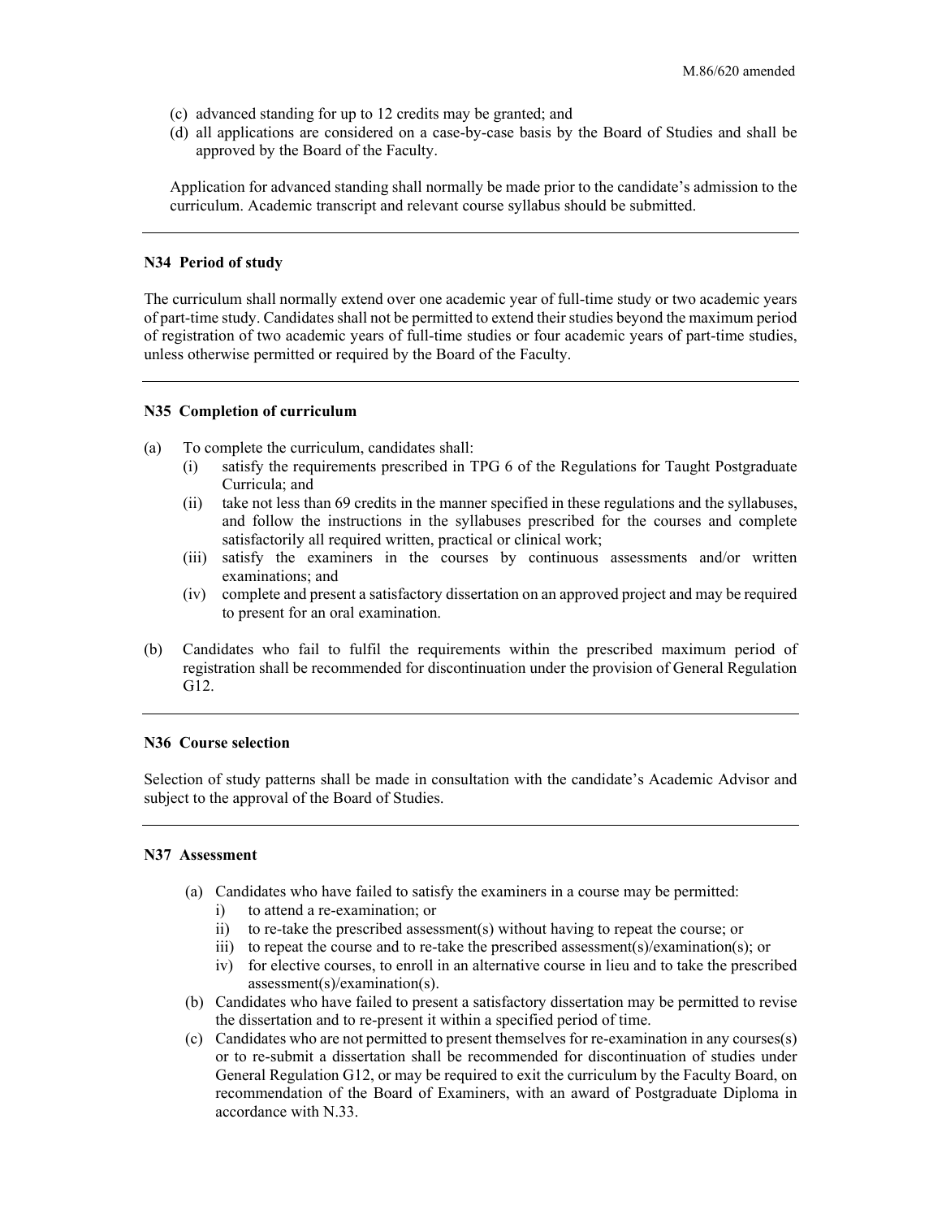(c) advanced standing for up to 12 credits may be granted; and
(d) all applications are considered on a case-by-case basis by the Board of Studies and shall be approved by the Board of the Faculty.

Application for advanced standing shall normally be made prior to the candidate's admission to the curriculum. Academic transcript and relevant course syllabus should be submitted.

---

**N34 Period of study**

The curriculum shall normally extend over one academic year of full-time study or two academic years of part-time study. Candidates shall not be permitted to extend their studies beyond the maximum period of registration of two academic years of full-time studies or four academic years of part-time studies, unless otherwise permitted or required by the Board of the Faculty.

---

**N35 Completion of curriculum**

(a) To complete the curriculum, candidates shall:
   (i) satisfy the requirements prescribed in TPG 6 of the Regulations for Taught Postgraduate Curricula; and
   (ii) take not less than 69 credits in the manner specified in these regulations and the syllabuses, and follow the instructions in the syllabuses prescribed for the courses and complete satisfactorily all required written, practical or clinical work;
   (iii) satisfy the examiners in the courses by continuous assessments and/or written examinations; and
   (iv) complete and present a satisfactory dissertation on an approved project and may be required to present for an oral examination.

(b) Candidates who fail to fulfil the requirements within the prescribed maximum period of registration shall be recommended for discontinuation under the provision of General Regulation G12.

---

**N36 Course selection**

Selection of study patterns shall be made in consultation with the candidate's Academic Advisor and subject to the approval of the Board of Studies.

---

**N37 Assessment**

(a) Candidates who have failed to satisfy the examiners in a course may be permitted:
   i) to attend a re-examination; or
   ii) to re-take the prescribed assessment(s) without having to repeat the course; or
   iii) to repeat the course and to re-take the prescribed assessment(s)/examination(s); or
   iv) for elective courses, to enroll in an alternative course in lieu and to take the prescribed assessment(s)/examination(s).
(b) Candidates who have failed to present a satisfactory dissertation may be permitted to revise the dissertation and to re-present it within a specified period of time.
(c) Candidates who are not permitted to present themselves for re-examination in any courses(s) or to re-submit a dissertation shall be recommended for discontinuation of studies under General Regulation G12, or may be required to exit the curriculum by the Faculty Board, on recommendation of the Board of Examiners, with an award of Postgraduate Diploma in accordance with N.33.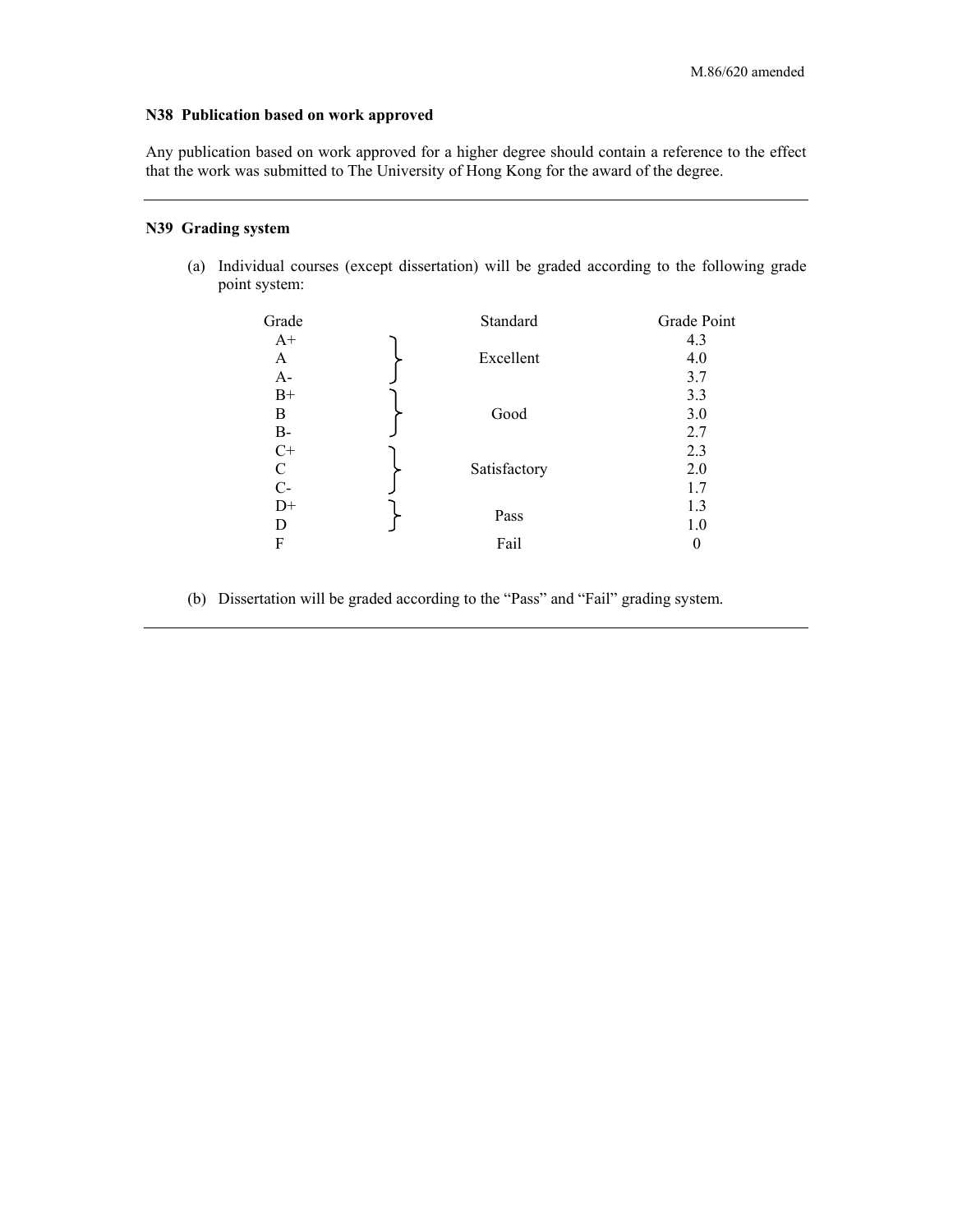M.86/620 amended

### N38 Publication based on work approved

Any publication based on work approved for a higher degree should contain a reference to the effect that the work was submitted to The University of Hong Kong for the award of the degree.

---

### N39 Grading system

(a) Individual courses (except dissertation) will be graded according to the following grade point system:

| Grade | Standard | Grade Point |
|---|---|---|
| A+ | Excellent | 4.3 |
| A | | 4.0 |
| A- | | 3.7 |
| B+ | Good | 3.3 |
| B | | 3.0 |
| B- | | 2.7 |
| C+ | Satisfactory | 2.3 |
| C | | 2.0 |
| C- | | 1.7 |
| D+ | Pass | 1.3 |
| D | | 1.0 |
| F | Fail | 0 |

(b) Dissertation will be graded according to the "Pass" and "Fail" grading system.

---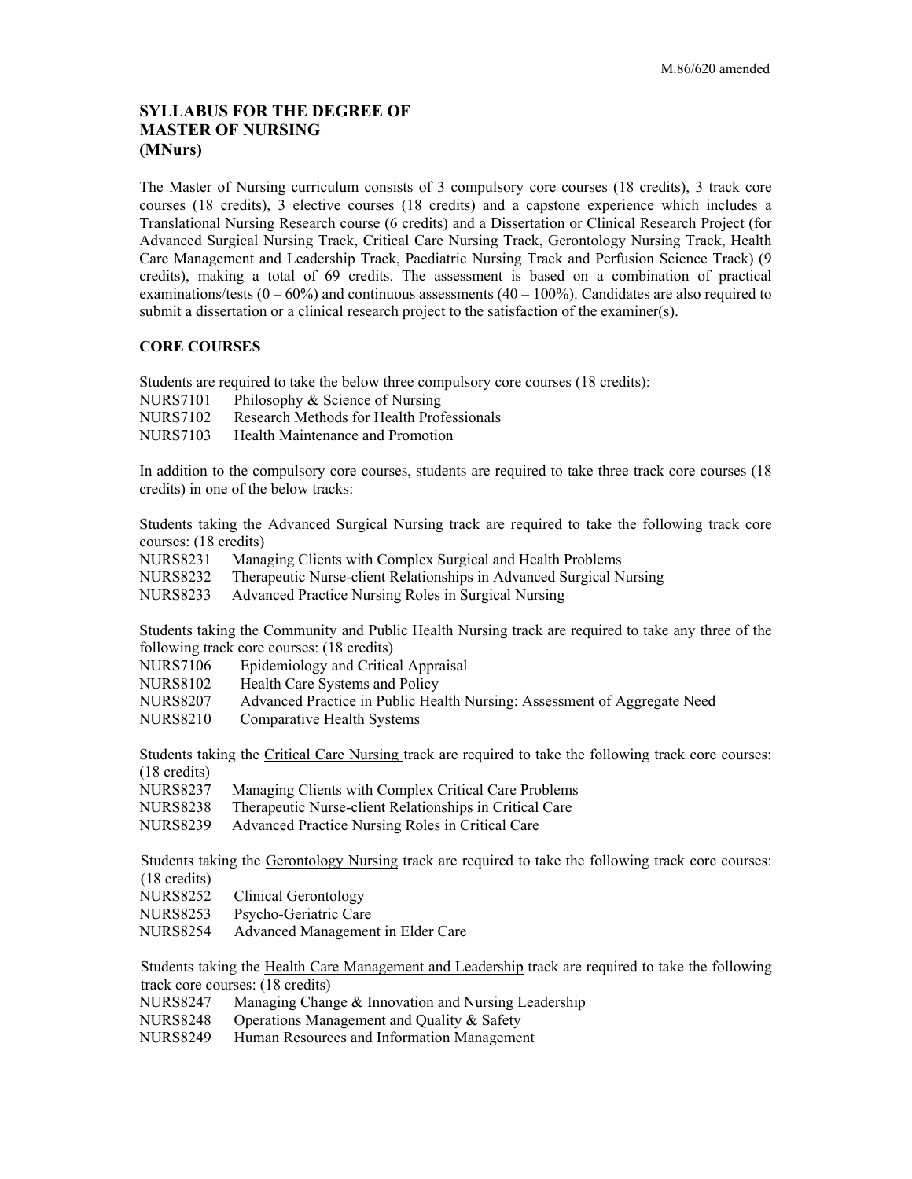M.86/620 amended

## SYLLABUS FOR THE DEGREE OF MASTER OF NURSING (MNurs)

The Master of Nursing curriculum consists of 3 compulsory core courses (18 credits), 3 track core courses (18 credits), 3 elective courses (18 credits) and a capstone experience which includes a Translational Nursing Research course (6 credits) and a Dissertation or Clinical Research Project (for Advanced Surgical Nursing Track, Critical Care Nursing Track, Gerontology Nursing Track, Health Care Management and Leadership Track, Paediatric Nursing Track and Perfusion Science Track) (9 credits), making a total of 69 credits. The assessment is based on a combination of practical examinations/tests (0 – 60%) and continuous assessments (40 – 100%). Candidates are also required to submit a dissertation or a clinical research project to the satisfaction of the examiner(s).

### CORE COURSES

Students are required to take the below three compulsory core courses (18 credits):

NURS7101 Philosophy & Science of Nursing
NURS7102 Research Methods for Health Professionals
NURS7103 Health Maintenance and Promotion

In addition to the compulsory core courses, students are required to take three track core courses (18 credits) in one of the below tracks:

Students taking the Advanced Surgical Nursing track are required to take the following track core courses: (18 credits)

NURS8231 Managing Clients with Complex Surgical and Health Problems
NURS8232 Therapeutic Nurse-client Relationships in Advanced Surgical Nursing
NURS8233 Advanced Practice Nursing Roles in Surgical Nursing

Students taking the Community and Public Health Nursing track are required to take any three of the following track core courses: (18 credits)

NURS7106 Epidemiology and Critical Appraisal
NURS8102 Health Care Systems and Policy
NURS8207 Advanced Practice in Public Health Nursing: Assessment of Aggregate Need
NURS8210 Comparative Health Systems

Students taking the Critical Care Nursing track are required to take the following track core courses: (18 credits)

NURS8237 Managing Clients with Complex Critical Care Problems
NURS8238 Therapeutic Nurse-client Relationships in Critical Care
NURS8239 Advanced Practice Nursing Roles in Critical Care

Students taking the Gerontology Nursing track are required to take the following track core courses: (18 credits)

NURS8252 Clinical Gerontology
NURS8253 Psycho-Geriatric Care
NURS8254 Advanced Management in Elder Care

Students taking the Health Care Management and Leadership track are required to take the following track core courses: (18 credits)

NURS8247 Managing Change & Innovation and Nursing Leadership
NURS8248 Operations Management and Quality & Safety
NURS8249 Human Resources and Information Management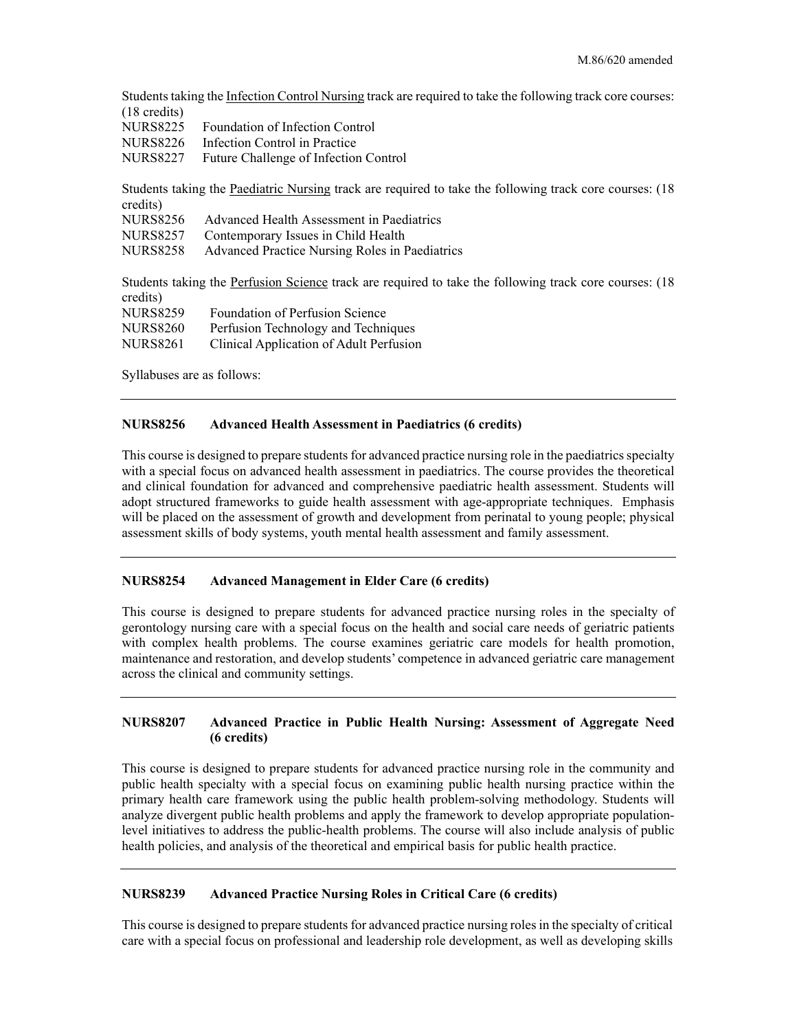M.86/620 amended

Students taking the Infection Control Nursing track are required to take the following track core courses: (18 credits)

NURS8225 Foundation of Infection Control
NURS8226 Infection Control in Practice
NURS8227 Future Challenge of Infection Control

Students taking the Paediatric Nursing track are required to take the following track core courses: (18 credits)

NURS8256 Advanced Health Assessment in Paediatrics
NURS8257 Contemporary Issues in Child Health
NURS8258 Advanced Practice Nursing Roles in Paediatrics

Students taking the Perfusion Science track are required to take the following track core courses: (18 credits)

NURS8259 Foundation of Perfusion Science
NURS8260 Perfusion Technology and Techniques
NURS8261 Clinical Application of Adult Perfusion

Syllabuses are as follows:

---

**NURS8256 Advanced Health Assessment in Paediatrics (6 credits)**

This course is designed to prepare students for advanced practice nursing role in the paediatrics specialty with a special focus on advanced health assessment in paediatrics. The course provides the theoretical and clinical foundation for advanced and comprehensive paediatric health assessment. Students will adopt structured frameworks to guide health assessment with age-appropriate techniques. Emphasis will be placed on the assessment of growth and development from perinatal to young people; physical assessment skills of body systems, youth mental health assessment and family assessment.

---

**NURS8254 Advanced Management in Elder Care (6 credits)**

This course is designed to prepare students for advanced practice nursing roles in the specialty of gerontology nursing care with a special focus on the health and social care needs of geriatric patients with complex health problems. The course examines geriatric care models for health promotion, maintenance and restoration, and develop students' competence in advanced geriatric care management across the clinical and community settings.

---

**NURS8207 Advanced Practice in Public Health Nursing: Assessment of Aggregate Need (6 credits)**

This course is designed to prepare students for advanced practice nursing role in the community and public health specialty with a special focus on examining public health nursing practice within the primary health care framework using the public health problem-solving methodology. Students will analyze divergent public health problems and apply the framework to develop appropriate population-level initiatives to address the public-health problems. The course will also include analysis of public health policies, and analysis of the theoretical and empirical basis for public health practice.

---

**NURS8239 Advanced Practice Nursing Roles in Critical Care (6 credits)**

This course is designed to prepare students for advanced practice nursing roles in the specialty of critical care with a special focus on professional and leadership role development, as well as developing skills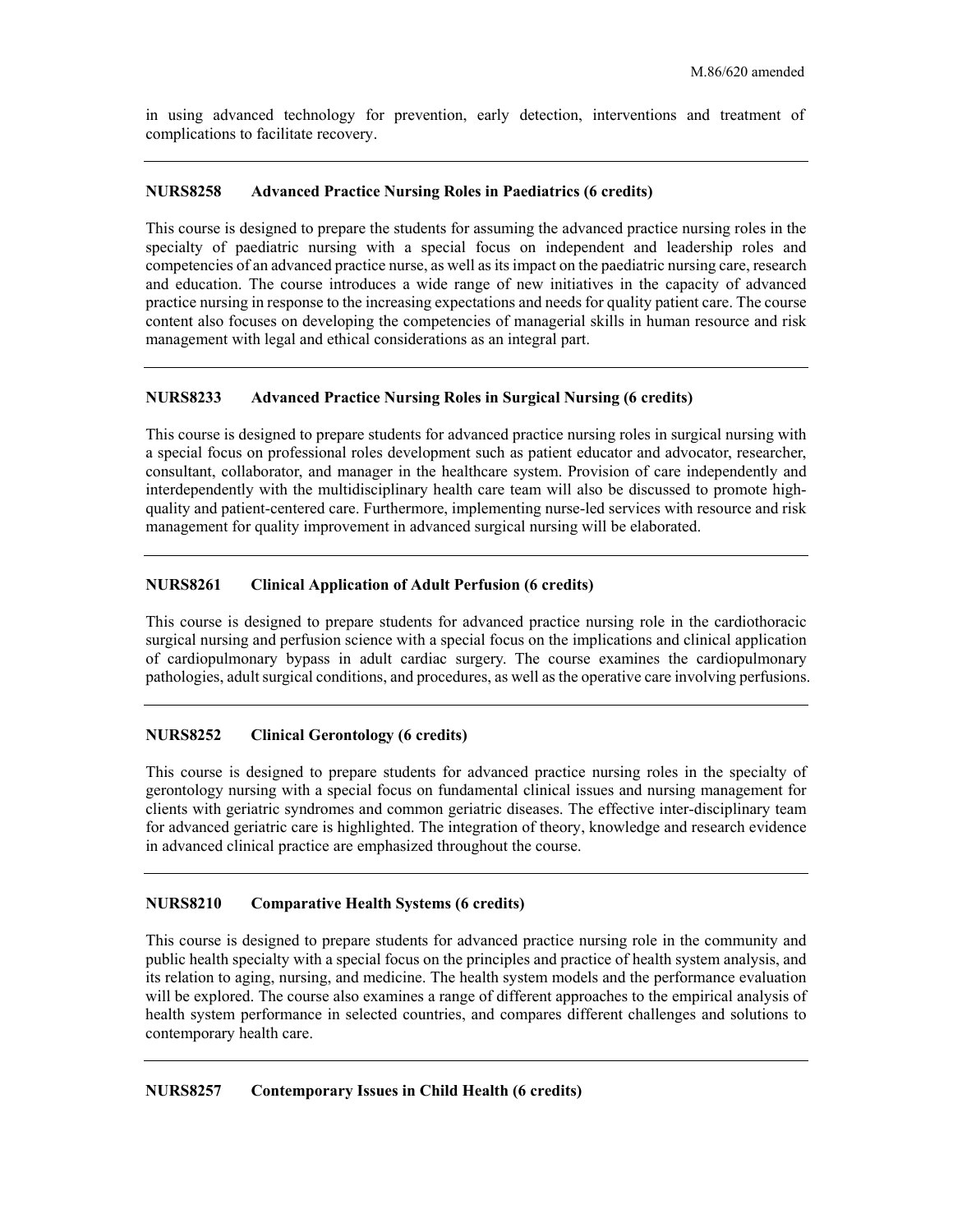in using advanced technology for prevention, early detection, interventions and treatment of complications to facilitate recovery.

---

**NURS8258 Advanced Practice Nursing Roles in Paediatrics (6 credits)**

This course is designed to prepare the students for assuming the advanced practice nursing roles in the specialty of paediatric nursing with a special focus on independent and leadership roles and competencies of an advanced practice nurse, as well as its impact on the paediatric nursing care, research and education. The course introduces a wide range of new initiatives in the capacity of advanced practice nursing in response to the increasing expectations and needs for quality patient care. The course content also focuses on developing the competencies of managerial skills in human resource and risk management with legal and ethical considerations as an integral part.

---

**NURS8233 Advanced Practice Nursing Roles in Surgical Nursing (6 credits)**

This course is designed to prepare students for advanced practice nursing roles in surgical nursing with a special focus on professional roles development such as patient educator and advocator, researcher, consultant, collaborator, and manager in the healthcare system. Provision of care independently and interdependently with the multidisciplinary health care team will also be discussed to promote high-quality and patient-centered care. Furthermore, implementing nurse-led services with resource and risk management for quality improvement in advanced surgical nursing will be elaborated.

---

**NURS8261 Clinical Application of Adult Perfusion (6 credits)**

This course is designed to prepare students for advanced practice nursing role in the cardiothoracic surgical nursing and perfusion science with a special focus on the implications and clinical application of cardiopulmonary bypass in adult cardiac surgery. The course examines the cardiopulmonary pathologies, adult surgical conditions, and procedures, as well as the operative care involving perfusions.

---

**NURS8252 Clinical Gerontology (6 credits)**

This course is designed to prepare students for advanced practice nursing roles in the specialty of gerontology nursing with a special focus on fundamental clinical issues and nursing management for clients with geriatric syndromes and common geriatric diseases. The effective inter-disciplinary team for advanced geriatric care is highlighted. The integration of theory, knowledge and research evidence in advanced clinical practice are emphasized throughout the course.

---

**NURS8210 Comparative Health Systems (6 credits)**

This course is designed to prepare students for advanced practice nursing role in the community and public health specialty with a special focus on the principles and practice of health system analysis, and its relation to aging, nursing, and medicine. The health system models and the performance evaluation will be explored. The course also examines a range of different approaches to the empirical analysis of health system performance in selected countries, and compares different challenges and solutions to contemporary health care.

---

**NURS8257 Contemporary Issues in Child Health (6 credits)**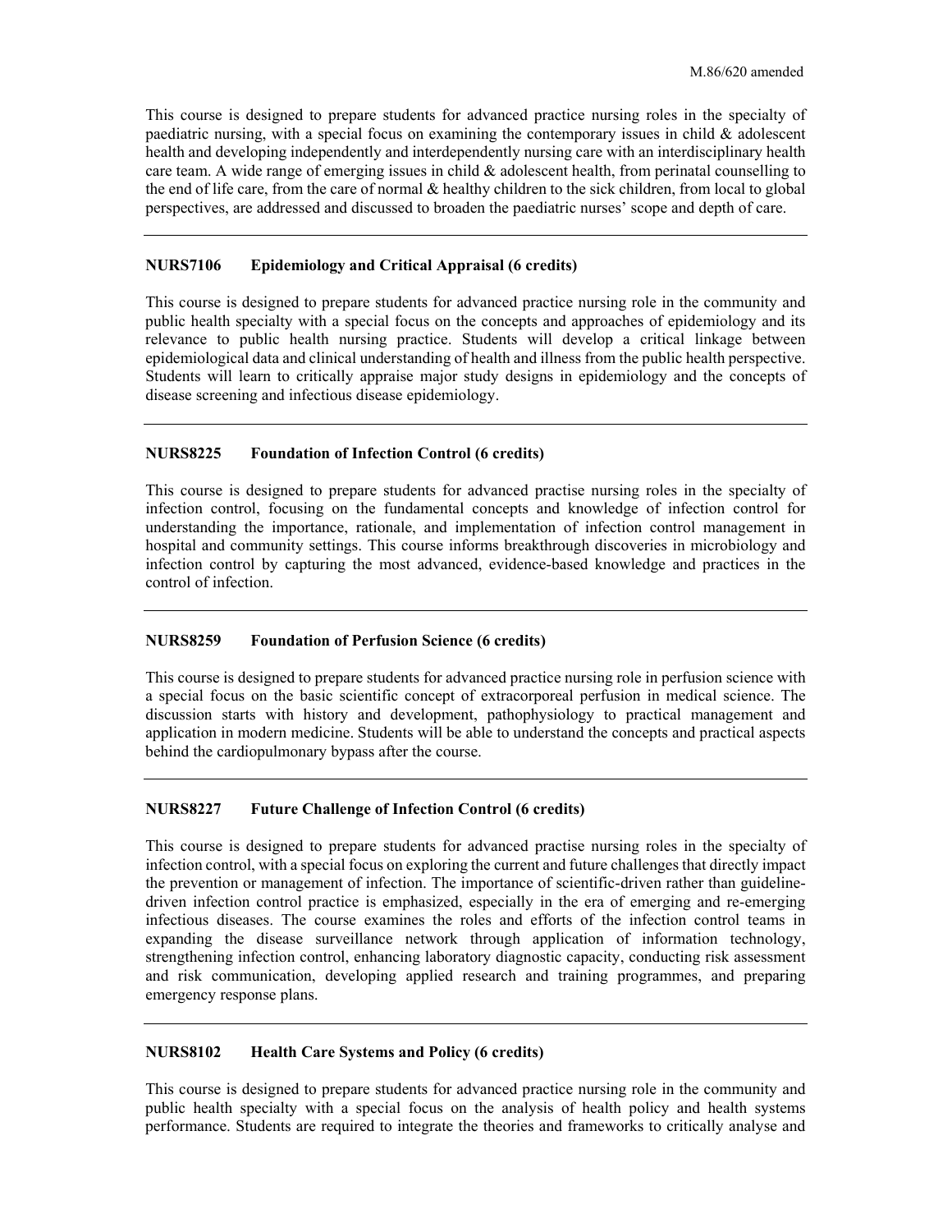This course is designed to prepare students for advanced practice nursing roles in the specialty of paediatric nursing, with a special focus on examining the contemporary issues in child & adolescent health and developing independently and interdependently nursing care with an interdisciplinary health care team. A wide range of emerging issues in child & adolescent health, from perinatal counselling to the end of life care, from the care of normal & healthy children to the sick children, from local to global perspectives, are addressed and discussed to broaden the paediatric nurses' scope and depth of care.

---

### NURS7106 Epidemiology and Critical Appraisal (6 credits)

This course is designed to prepare students for advanced practice nursing role in the community and public health specialty with a special focus on the concepts and approaches of epidemiology and its relevance to public health nursing practice. Students will develop a critical linkage between epidemiological data and clinical understanding of health and illness from the public health perspective. Students will learn to critically appraise major study designs in epidemiology and the concepts of disease screening and infectious disease epidemiology.

---

### NURS8225 Foundation of Infection Control (6 credits)

This course is designed to prepare students for advanced practise nursing roles in the specialty of infection control, focusing on the fundamental concepts and knowledge of infection control for understanding the importance, rationale, and implementation of infection control management in hospital and community settings. This course informs breakthrough discoveries in microbiology and infection control by capturing the most advanced, evidence-based knowledge and practices in the control of infection.

---

### NURS8259 Foundation of Perfusion Science (6 credits)

This course is designed to prepare students for advanced practice nursing role in perfusion science with a special focus on the basic scientific concept of extracorporeal perfusion in medical science. The discussion starts with history and development, pathophysiology to practical management and application in modern medicine. Students will be able to understand the concepts and practical aspects behind the cardiopulmonary bypass after the course.

---

### NURS8227 Future Challenge of Infection Control (6 credits)

This course is designed to prepare students for advanced practise nursing roles in the specialty of infection control, with a special focus on exploring the current and future challenges that directly impact the prevention or management of infection. The importance of scientific-driven rather than guideline-driven infection control practice is emphasized, especially in the era of emerging and re-emerging infectious diseases. The course examines the roles and efforts of the infection control teams in expanding the disease surveillance network through application of information technology, strengthening infection control, enhancing laboratory diagnostic capacity, conducting risk assessment and risk communication, developing applied research and training programmes, and preparing emergency response plans.

---

### NURS8102 Health Care Systems and Policy (6 credits)

This course is designed to prepare students for advanced practice nursing role in the community and public health specialty with a special focus on the analysis of health policy and health systems performance. Students are required to integrate the theories and frameworks to critically analyse and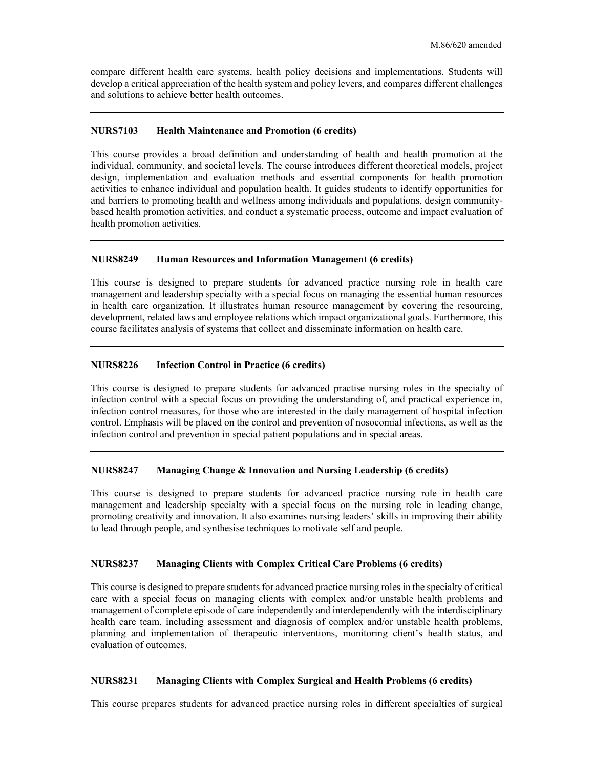compare different health care systems, health policy decisions and implementations. Students will develop a critical appreciation of the health system and policy levers, and compares different challenges and solutions to achieve better health outcomes.

---

### NURS7103 Health Maintenance and Promotion (6 credits)

This course provides a broad definition and understanding of health and health promotion at the individual, community, and societal levels. The course introduces different theoretical models, project design, implementation and evaluation methods and essential components for health promotion activities to enhance individual and population health. It guides students to identify opportunities for and barriers to promoting health and wellness among individuals and populations, design community-based health promotion activities, and conduct a systematic process, outcome and impact evaluation of health promotion activities.

---

### NURS8249 Human Resources and Information Management (6 credits)

This course is designed to prepare students for advanced practice nursing role in health care management and leadership specialty with a special focus on managing the essential human resources in health care organization. It illustrates human resource management by covering the resourcing, development, related laws and employee relations which impact organizational goals. Furthermore, this course facilitates analysis of systems that collect and disseminate information on health care.

---

### NURS8226 Infection Control in Practice (6 credits)

This course is designed to prepare students for advanced practise nursing roles in the specialty of infection control with a special focus on providing the understanding of, and practical experience in, infection control measures, for those who are interested in the daily management of hospital infection control. Emphasis will be placed on the control and prevention of nosocomial infections, as well as the infection control and prevention in special patient populations and in special areas.

---

### NURS8247 Managing Change & Innovation and Nursing Leadership (6 credits)

This course is designed to prepare students for advanced practice nursing role in health care management and leadership specialty with a special focus on the nursing role in leading change, promoting creativity and innovation. It also examines nursing leaders' skills in improving their ability to lead through people, and synthesise techniques to motivate self and people.

---

### NURS8237 Managing Clients with Complex Critical Care Problems (6 credits)

This course is designed to prepare students for advanced practice nursing roles in the specialty of critical care with a special focus on managing clients with complex and/or unstable health problems and management of complete episode of care independently and interdependently with the interdisciplinary health care team, including assessment and diagnosis of complex and/or unstable health problems, planning and implementation of therapeutic interventions, monitoring client's health status, and evaluation of outcomes.

---

### NURS8231 Managing Clients with Complex Surgical and Health Problems (6 credits)

This course prepares students for advanced practice nursing roles in different specialties of surgical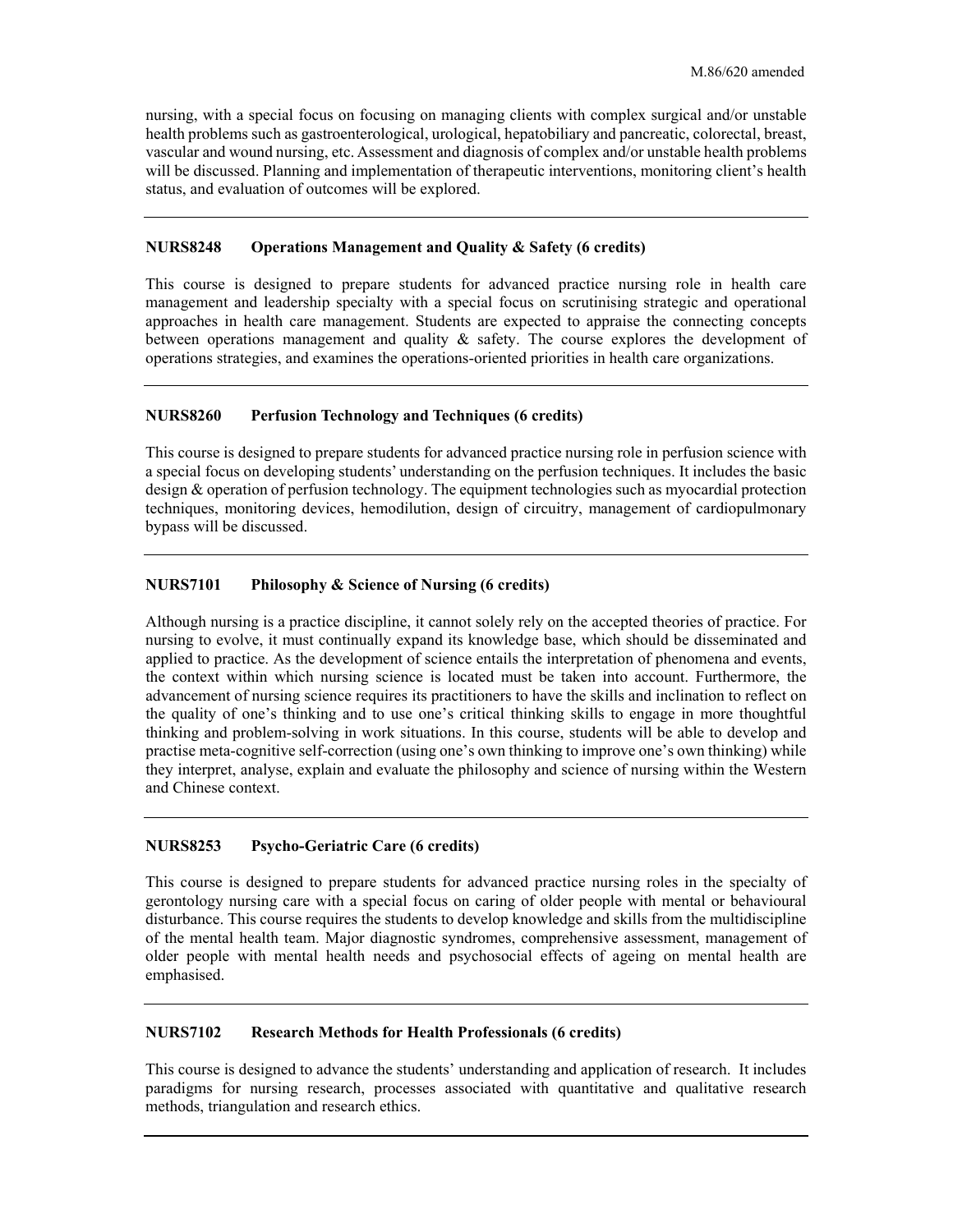nursing, with a special focus on focusing on managing clients with complex surgical and/or unstable health problems such as gastroenterological, urological, hepatobiliary and pancreatic, colorectal, breast, vascular and wound nursing, etc. Assessment and diagnosis of complex and/or unstable health problems will be discussed. Planning and implementation of therapeutic interventions, monitoring client's health status, and evaluation of outcomes will be explored.

---

### NURS8248 Operations Management and Quality & Safety (6 credits)

This course is designed to prepare students for advanced practice nursing role in health care management and leadership specialty with a special focus on scrutinising strategic and operational approaches in health care management. Students are expected to appraise the connecting concepts between operations management and quality & safety. The course explores the development of operations strategies, and examines the operations-oriented priorities in health care organizations.

---

### NURS8260 Perfusion Technology and Techniques (6 credits)

This course is designed to prepare students for advanced practice nursing role in perfusion science with a special focus on developing students' understanding on the perfusion techniques. It includes the basic design & operation of perfusion technology. The equipment technologies such as myocardial protection techniques, monitoring devices, hemodilution, design of circuitry, management of cardiopulmonary bypass will be discussed.

---

### NURS7101 Philosophy & Science of Nursing (6 credits)

Although nursing is a practice discipline, it cannot solely rely on the accepted theories of practice. For nursing to evolve, it must continually expand its knowledge base, which should be disseminated and applied to practice. As the development of science entails the interpretation of phenomena and events, the context within which nursing science is located must be taken into account. Furthermore, the advancement of nursing science requires its practitioners to have the skills and inclination to reflect on the quality of one's thinking and to use one's critical thinking skills to engage in more thoughtful thinking and problem-solving in work situations. In this course, students will be able to develop and practise meta-cognitive self-correction (using one's own thinking to improve one's own thinking) while they interpret, analyse, explain and evaluate the philosophy and science of nursing within the Western and Chinese context.

---

### NURS8253 Psycho-Geriatric Care (6 credits)

This course is designed to prepare students for advanced practice nursing roles in the specialty of gerontology nursing care with a special focus on caring of older people with mental or behavioural disturbance. This course requires the students to develop knowledge and skills from the multidiscipline of the mental health team. Major diagnostic syndromes, comprehensive assessment, management of older people with mental health needs and psychosocial effects of ageing on mental health are emphasised.

---

### NURS7102 Research Methods for Health Professionals (6 credits)

This course is designed to advance the students' understanding and application of research. It includes paradigms for nursing research, processes associated with quantitative and qualitative research methods, triangulation and research ethics.

---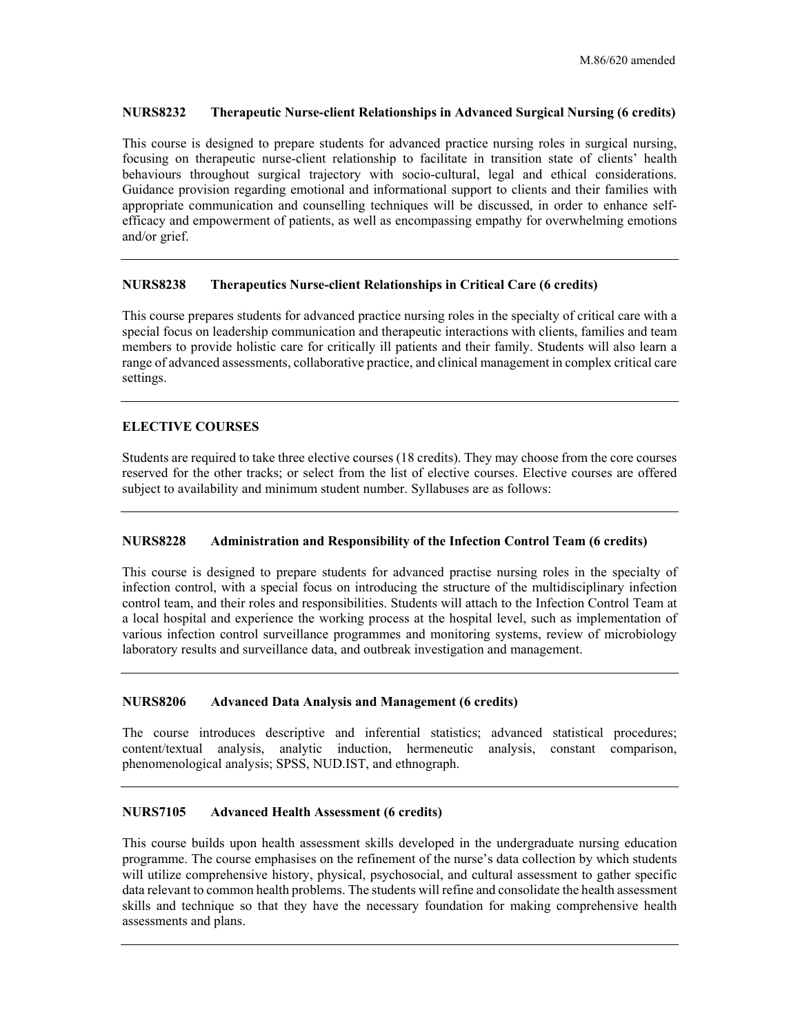M.86/620 amended

**NURS8232 Therapeutic Nurse-client Relationships in Advanced Surgical Nursing (6 credits)**

This course is designed to prepare students for advanced practice nursing roles in surgical nursing, focusing on therapeutic nurse-client relationship to facilitate in transition state of clients' health behaviours throughout surgical trajectory with socio-cultural, legal and ethical considerations. Guidance provision regarding emotional and informational support to clients and their families with appropriate communication and counselling techniques will be discussed, in order to enhance self-efficacy and empowerment of patients, as well as encompassing empathy for overwhelming emotions and/or grief.

---

**NURS8238 Therapeutics Nurse-client Relationships in Critical Care (6 credits)**

This course prepares students for advanced practice nursing roles in the specialty of critical care with a special focus on leadership communication and therapeutic interactions with clients, families and team members to provide holistic care for critically ill patients and their family. Students will also learn a range of advanced assessments, collaborative practice, and clinical management in complex critical care settings.

---

**ELECTIVE COURSES**

Students are required to take three elective courses (18 credits). They may choose from the core courses reserved for the other tracks; or select from the list of elective courses. Elective courses are offered subject to availability and minimum student number. Syllabuses are as follows:

---

**NURS8228 Administration and Responsibility of the Infection Control Team (6 credits)**

This course is designed to prepare students for advanced practise nursing roles in the specialty of infection control, with a special focus on introducing the structure of the multidisciplinary infection control team, and their roles and responsibilities. Students will attach to the Infection Control Team at a local hospital and experience the working process at the hospital level, such as implementation of various infection control surveillance programmes and monitoring systems, review of microbiology laboratory results and surveillance data, and outbreak investigation and management.

---

**NURS8206 Advanced Data Analysis and Management (6 credits)**

The course introduces descriptive and inferential statistics; advanced statistical procedures; content/textual analysis, analytic induction, hermeneutic analysis, constant comparison, phenomenological analysis; SPSS, NUD.IST, and ethnograph.

---

**NURS7105 Advanced Health Assessment (6 credits)**

This course builds upon health assessment skills developed in the undergraduate nursing education programme. The course emphasises on the refinement of the nurse's data collection by which students will utilize comprehensive history, physical, psychosocial, and cultural assessment to gather specific data relevant to common health problems. The students will refine and consolidate the health assessment skills and technique so that they have the necessary foundation for making comprehensive health assessments and plans.

---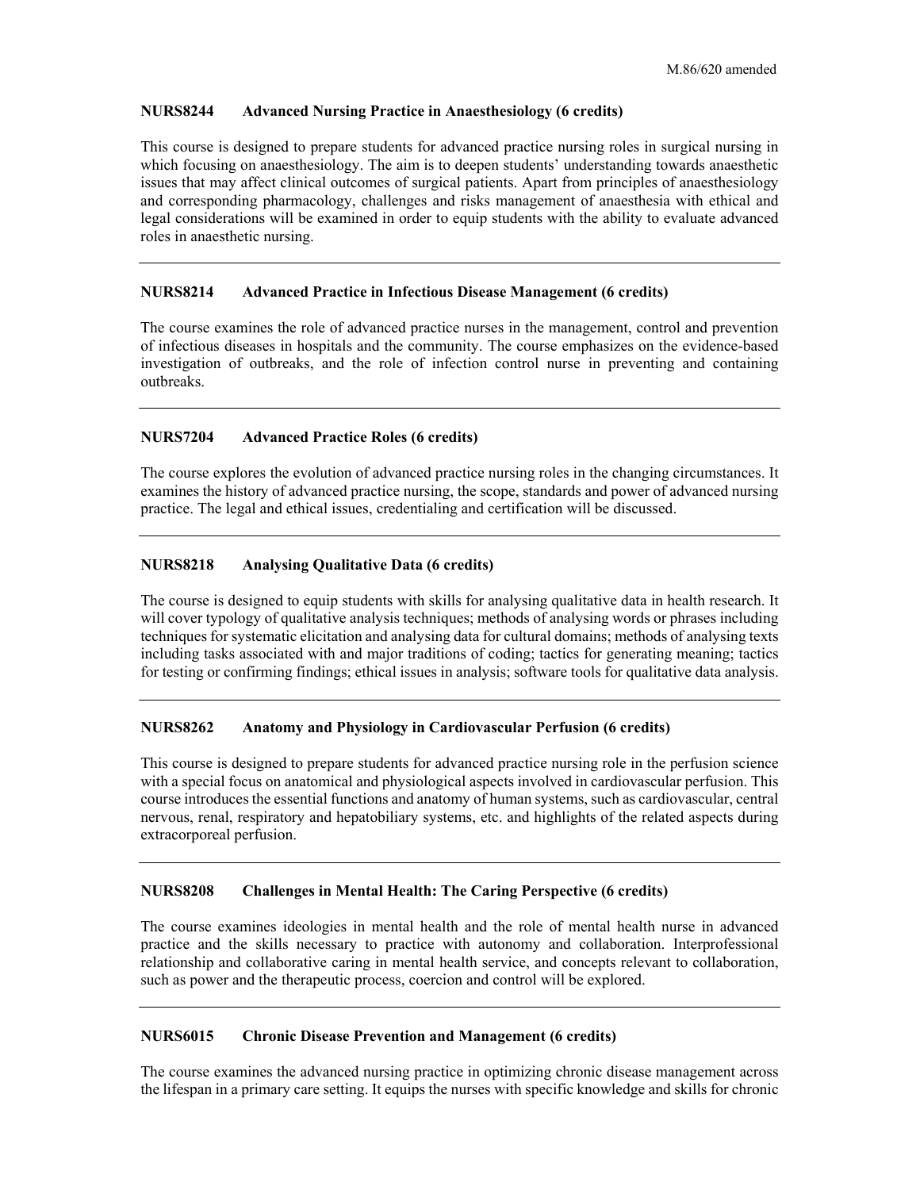M.86/620 amended

### NURS8244 Advanced Nursing Practice in Anaesthesiology (6 credits)

This course is designed to prepare students for advanced practice nursing roles in surgical nursing in which focusing on anaesthesiology. The aim is to deepen students' understanding towards anaesthetic issues that may affect clinical outcomes of surgical patients. Apart from principles of anaesthesiology and corresponding pharmacology, challenges and risks management of anaesthesia with ethical and legal considerations will be examined in order to equip students with the ability to evaluate advanced roles in anaesthetic nursing.

---

### NURS8214 Advanced Practice in Infectious Disease Management (6 credits)

The course examines the role of advanced practice nurses in the management, control and prevention of infectious diseases in hospitals and the community. The course emphasizes on the evidence-based investigation of outbreaks, and the role of infection control nurse in preventing and containing outbreaks.

---

### NURS7204 Advanced Practice Roles (6 credits)

The course explores the evolution of advanced practice nursing roles in the changing circumstances. It examines the history of advanced practice nursing, the scope, standards and power of advanced nursing practice. The legal and ethical issues, credentialing and certification will be discussed.

---

### NURS8218 Analysing Qualitative Data (6 credits)

The course is designed to equip students with skills for analysing qualitative data in health research. It will cover typology of qualitative analysis techniques; methods of analysing words or phrases including techniques for systematic elicitation and analysing data for cultural domains; methods of analysing texts including tasks associated with and major traditions of coding; tactics for generating meaning; tactics for testing or confirming findings; ethical issues in analysis; software tools for qualitative data analysis.

---

### NURS8262 Anatomy and Physiology in Cardiovascular Perfusion (6 credits)

This course is designed to prepare students for advanced practice nursing role in the perfusion science with a special focus on anatomical and physiological aspects involved in cardiovascular perfusion. This course introduces the essential functions and anatomy of human systems, such as cardiovascular, central nervous, renal, respiratory and hepatobiliary systems, etc. and highlights of the related aspects during extracorporeal perfusion.

---

### NURS8208 Challenges in Mental Health: The Caring Perspective (6 credits)

The course examines ideologies in mental health and the role of mental health nurse in advanced practice and the skills necessary to practice with autonomy and collaboration. Interprofessional relationship and collaborative caring in mental health service, and concepts relevant to collaboration, such as power and the therapeutic process, coercion and control will be explored.

---

### NURS6015 Chronic Disease Prevention and Management (6 credits)

The course examines the advanced nursing practice in optimizing chronic disease management across the lifespan in a primary care setting. It equips the nurses with specific knowledge and skills for chronic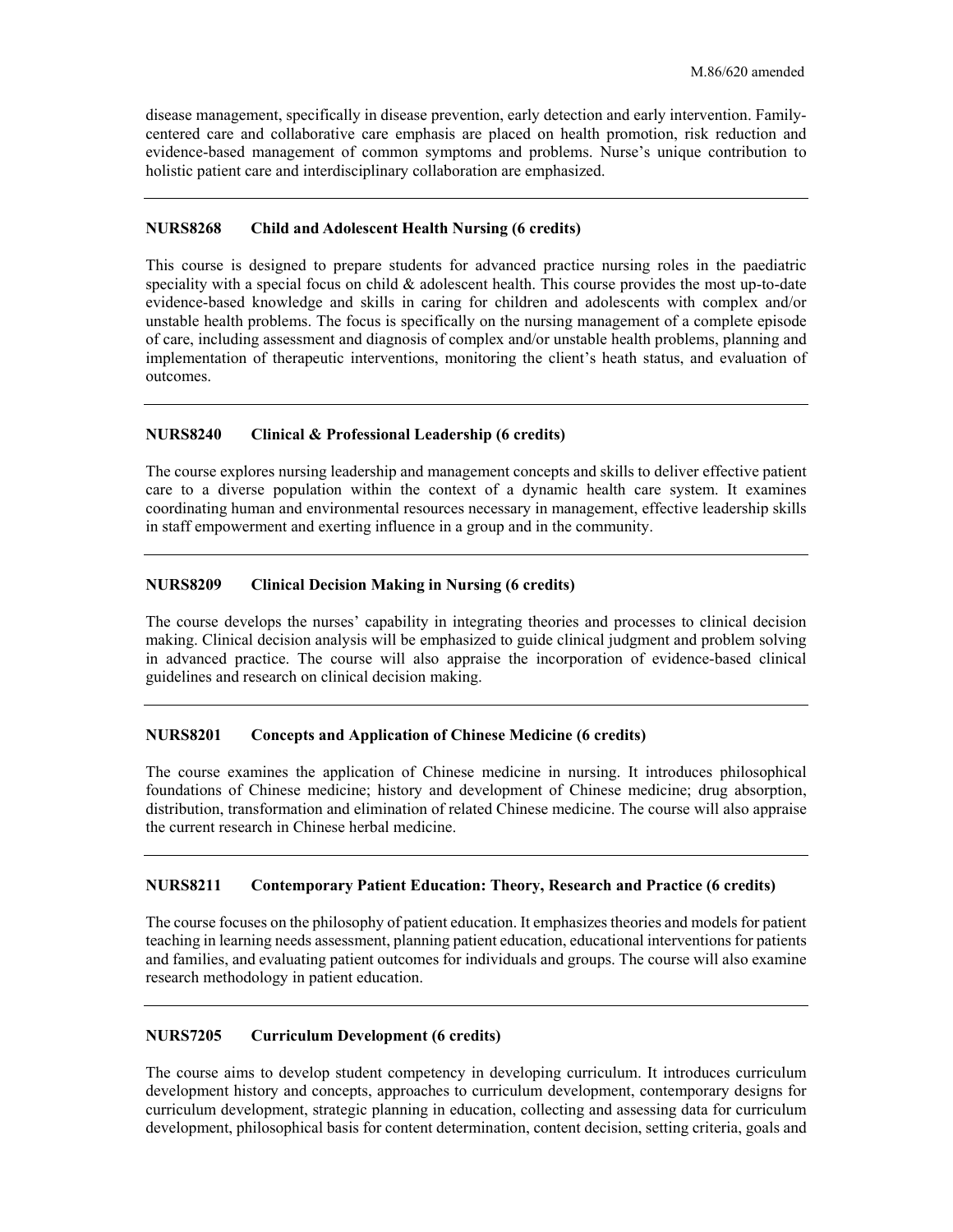disease management, specifically in disease prevention, early detection and early intervention. Family-centered care and collaborative care emphasis are placed on health promotion, risk reduction and evidence-based management of common symptoms and problems. Nurse's unique contribution to holistic patient care and interdisciplinary collaboration are emphasized.

---

### NURS8268 Child and Adolescent Health Nursing (6 credits)

This course is designed to prepare students for advanced practice nursing roles in the paediatric speciality with a special focus on child & adolescent health. This course provides the most up-to-date evidence-based knowledge and skills in caring for children and adolescents with complex and/or unstable health problems. The focus is specifically on the nursing management of a complete episode of care, including assessment and diagnosis of complex and/or unstable health problems, planning and implementation of therapeutic interventions, monitoring the client's heath status, and evaluation of outcomes.

---

### NURS8240 Clinical & Professional Leadership (6 credits)

The course explores nursing leadership and management concepts and skills to deliver effective patient care to a diverse population within the context of a dynamic health care system. It examines coordinating human and environmental resources necessary in management, effective leadership skills in staff empowerment and exerting influence in a group and in the community.

---

### NURS8209 Clinical Decision Making in Nursing (6 credits)

The course develops the nurses' capability in integrating theories and processes to clinical decision making. Clinical decision analysis will be emphasized to guide clinical judgment and problem solving in advanced practice. The course will also appraise the incorporation of evidence-based clinical guidelines and research on clinical decision making.

---

### NURS8201 Concepts and Application of Chinese Medicine (6 credits)

The course examines the application of Chinese medicine in nursing. It introduces philosophical foundations of Chinese medicine; history and development of Chinese medicine; drug absorption, distribution, transformation and elimination of related Chinese medicine. The course will also appraise the current research in Chinese herbal medicine.

---

### NURS8211 Contemporary Patient Education: Theory, Research and Practice (6 credits)

The course focuses on the philosophy of patient education. It emphasizes theories and models for patient teaching in learning needs assessment, planning patient education, educational interventions for patients and families, and evaluating patient outcomes for individuals and groups. The course will also examine research methodology in patient education.

---

### NURS7205 Curriculum Development (6 credits)

The course aims to develop student competency in developing curriculum. It introduces curriculum development history and concepts, approaches to curriculum development, contemporary designs for curriculum development, strategic planning in education, collecting and assessing data for curriculum development, philosophical basis for content determination, content decision, setting criteria, goals and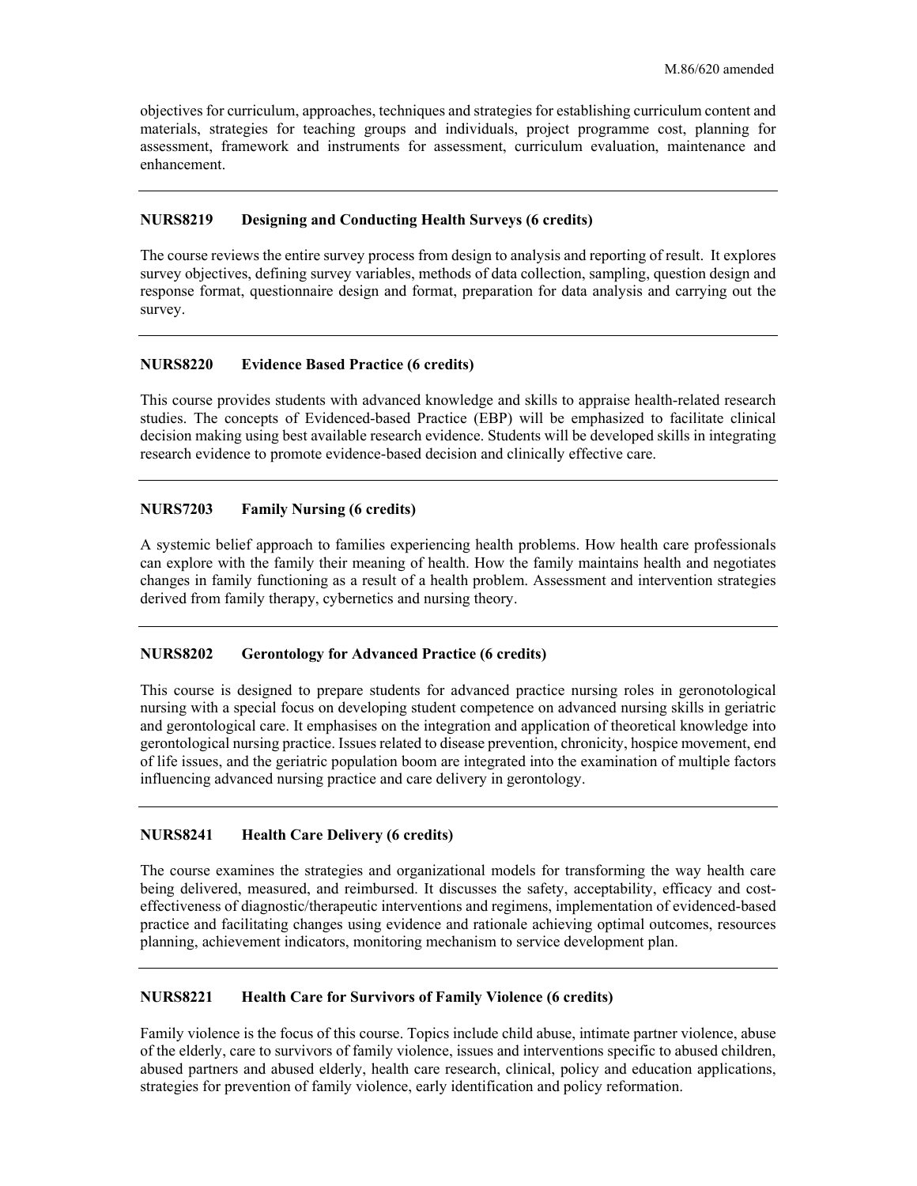objectives for curriculum, approaches, techniques and strategies for establishing curriculum content and materials, strategies for teaching groups and individuals, project programme cost, planning for assessment, framework and instruments for assessment, curriculum evaluation, maintenance and enhancement.

---

**NURS8219 Designing and Conducting Health Surveys (6 credits)**

The course reviews the entire survey process from design to analysis and reporting of result. It explores survey objectives, defining survey variables, methods of data collection, sampling, question design and response format, questionnaire design and format, preparation for data analysis and carrying out the survey.

---

**NURS8220 Evidence Based Practice (6 credits)**

This course provides students with advanced knowledge and skills to appraise health-related research studies. The concepts of Evidenced-based Practice (EBP) will be emphasized to facilitate clinical decision making using best available research evidence. Students will be developed skills in integrating research evidence to promote evidence-based decision and clinically effective care.

---

**NURS7203 Family Nursing (6 credits)**

A systemic belief approach to families experiencing health problems. How health care professionals can explore with the family their meaning of health. How the family maintains health and negotiates changes in family functioning as a result of a health problem. Assessment and intervention strategies derived from family therapy, cybernetics and nursing theory.

---

**NURS8202 Gerontology for Advanced Practice (6 credits)**

This course is designed to prepare students for advanced practice nursing roles in geronotological nursing with a special focus on developing student competence on advanced nursing skills in geriatric and gerontological care. It emphasises on the integration and application of theoretical knowledge into gerontological nursing practice. Issues related to disease prevention, chronicity, hospice movement, end of life issues, and the geriatric population boom are integrated into the examination of multiple factors influencing advanced nursing practice and care delivery in gerontology.

---

**NURS8241 Health Care Delivery (6 credits)**

The course examines the strategies and organizational models for transforming the way health care being delivered, measured, and reimbursed. It discusses the safety, acceptability, efficacy and cost-effectiveness of diagnostic/therapeutic interventions and regimens, implementation of evidenced-based practice and facilitating changes using evidence and rationale achieving optimal outcomes, resources planning, achievement indicators, monitoring mechanism to service development plan.

---

**NURS8221 Health Care for Survivors of Family Violence (6 credits)**

Family violence is the focus of this course. Topics include child abuse, intimate partner violence, abuse of the elderly, care to survivors of family violence, issues and interventions specific to abused children, abused partners and abused elderly, health care research, clinical, policy and education applications, strategies for prevention of family violence, early identification and policy reformation.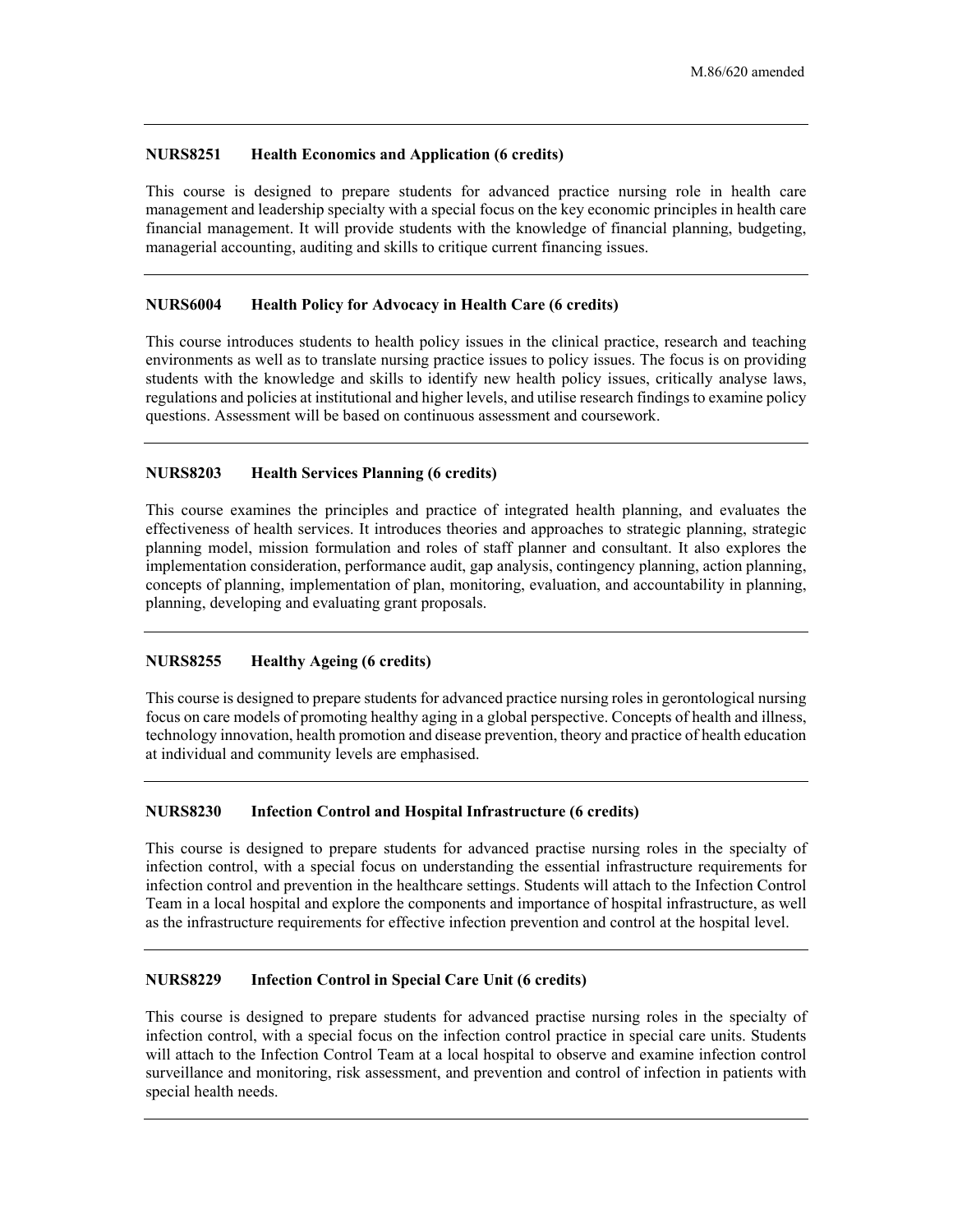M.86/620 amended

---

**NURS8251 Health Economics and Application (6 credits)**

This course is designed to prepare students for advanced practice nursing role in health care management and leadership specialty with a special focus on the key economic principles in health care financial management. It will provide students with the knowledge of financial planning, budgeting, managerial accounting, auditing and skills to critique current financing issues.

---

**NURS6004 Health Policy for Advocacy in Health Care (6 credits)**

This course introduces students to health policy issues in the clinical practice, research and teaching environments as well as to translate nursing practice issues to policy issues. The focus is on providing students with the knowledge and skills to identify new health policy issues, critically analyse laws, regulations and policies at institutional and higher levels, and utilise research findings to examine policy questions. Assessment will be based on continuous assessment and coursework.

---

**NURS8203 Health Services Planning (6 credits)**

This course examines the principles and practice of integrated health planning, and evaluates the effectiveness of health services. It introduces theories and approaches to strategic planning, strategic planning model, mission formulation and roles of staff planner and consultant. It also explores the implementation consideration, performance audit, gap analysis, contingency planning, action planning, concepts of planning, implementation of plan, monitoring, evaluation, and accountability in planning, planning, developing and evaluating grant proposals.

---

**NURS8255 Healthy Ageing (6 credits)**

This course is designed to prepare students for advanced practice nursing roles in gerontological nursing focus on care models of promoting healthy aging in a global perspective. Concepts of health and illness, technology innovation, health promotion and disease prevention, theory and practice of health education at individual and community levels are emphasised.

---

**NURS8230 Infection Control and Hospital Infrastructure (6 credits)**

This course is designed to prepare students for advanced practise nursing roles in the specialty of infection control, with a special focus on understanding the essential infrastructure requirements for infection control and prevention in the healthcare settings. Students will attach to the Infection Control Team in a local hospital and explore the components and importance of hospital infrastructure, as well as the infrastructure requirements for effective infection prevention and control at the hospital level.

---

**NURS8229 Infection Control in Special Care Unit (6 credits)**

This course is designed to prepare students for advanced practise nursing roles in the specialty of infection control, with a special focus on the infection control practice in special care units. Students will attach to the Infection Control Team at a local hospital to observe and examine infection control surveillance and monitoring, risk assessment, and prevention and control of infection in patients with special health needs.

---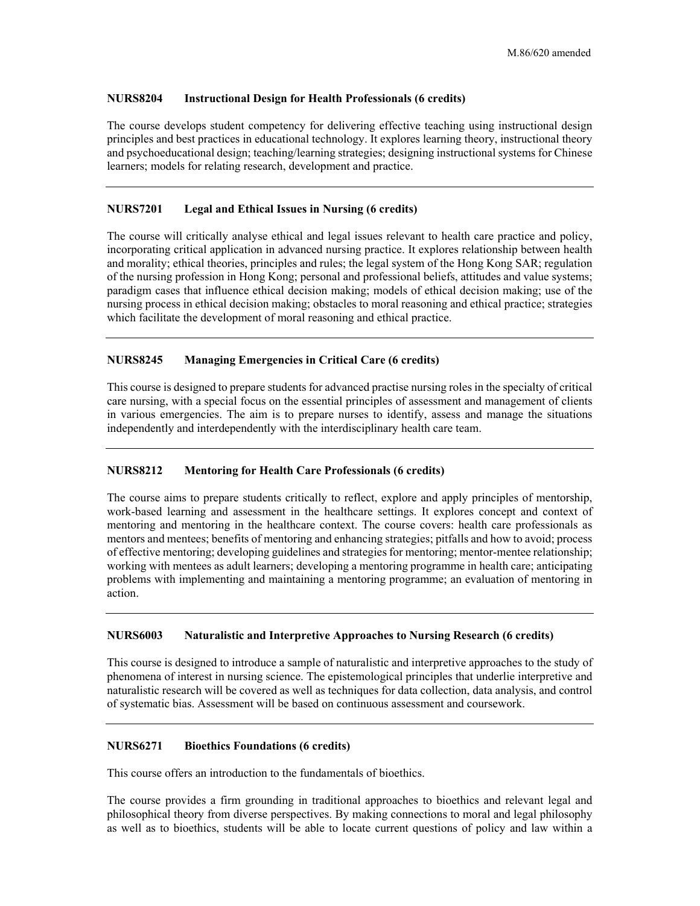M.86/620 amended

**NURS8204 Instructional Design for Health Professionals (6 credits)**

The course develops student competency for delivering effective teaching using instructional design principles and best practices in educational technology. It explores learning theory, instructional theory and psychoeducational design; teaching/learning strategies; designing instructional systems for Chinese learners; models for relating research, development and practice.

---

**NURS7201 Legal and Ethical Issues in Nursing (6 credits)**

The course will critically analyse ethical and legal issues relevant to health care practice and policy, incorporating critical application in advanced nursing practice. It explores relationship between health and morality; ethical theories, principles and rules; the legal system of the Hong Kong SAR; regulation of the nursing profession in Hong Kong; personal and professional beliefs, attitudes and value systems; paradigm cases that influence ethical decision making; models of ethical decision making; use of the nursing process in ethical decision making; obstacles to moral reasoning and ethical practice; strategies which facilitate the development of moral reasoning and ethical practice.

---

**NURS8245 Managing Emergencies in Critical Care (6 credits)**

This course is designed to prepare students for advanced practise nursing roles in the specialty of critical care nursing, with a special focus on the essential principles of assessment and management of clients in various emergencies. The aim is to prepare nurses to identify, assess and manage the situations independently and interdependently with the interdisciplinary health care team.

---

**NURS8212 Mentoring for Health Care Professionals (6 credits)**

The course aims to prepare students critically to reflect, explore and apply principles of mentorship, work-based learning and assessment in the healthcare settings. It explores concept and context of mentoring and mentoring in the healthcare context. The course covers: health care professionals as mentors and mentees; benefits of mentoring and enhancing strategies; pitfalls and how to avoid; process of effective mentoring; developing guidelines and strategies for mentoring; mentor-mentee relationship; working with mentees as adult learners; developing a mentoring programme in health care; anticipating problems with implementing and maintaining a mentoring programme; an evaluation of mentoring in action.

---

**NURS6003 Naturalistic and Interpretive Approaches to Nursing Research (6 credits)**

This course is designed to introduce a sample of naturalistic and interpretive approaches to the study of phenomena of interest in nursing science. The epistemological principles that underlie interpretive and naturalistic research will be covered as well as techniques for data collection, data analysis, and control of systematic bias. Assessment will be based on continuous assessment and coursework.

---

**NURS6271 Bioethics Foundations (6 credits)**

This course offers an introduction to the fundamentals of bioethics.

The course provides a firm grounding in traditional approaches to bioethics and relevant legal and philosophical theory from diverse perspectives. By making connections to moral and legal philosophy as well as to bioethics, students will be able to locate current questions of policy and law within a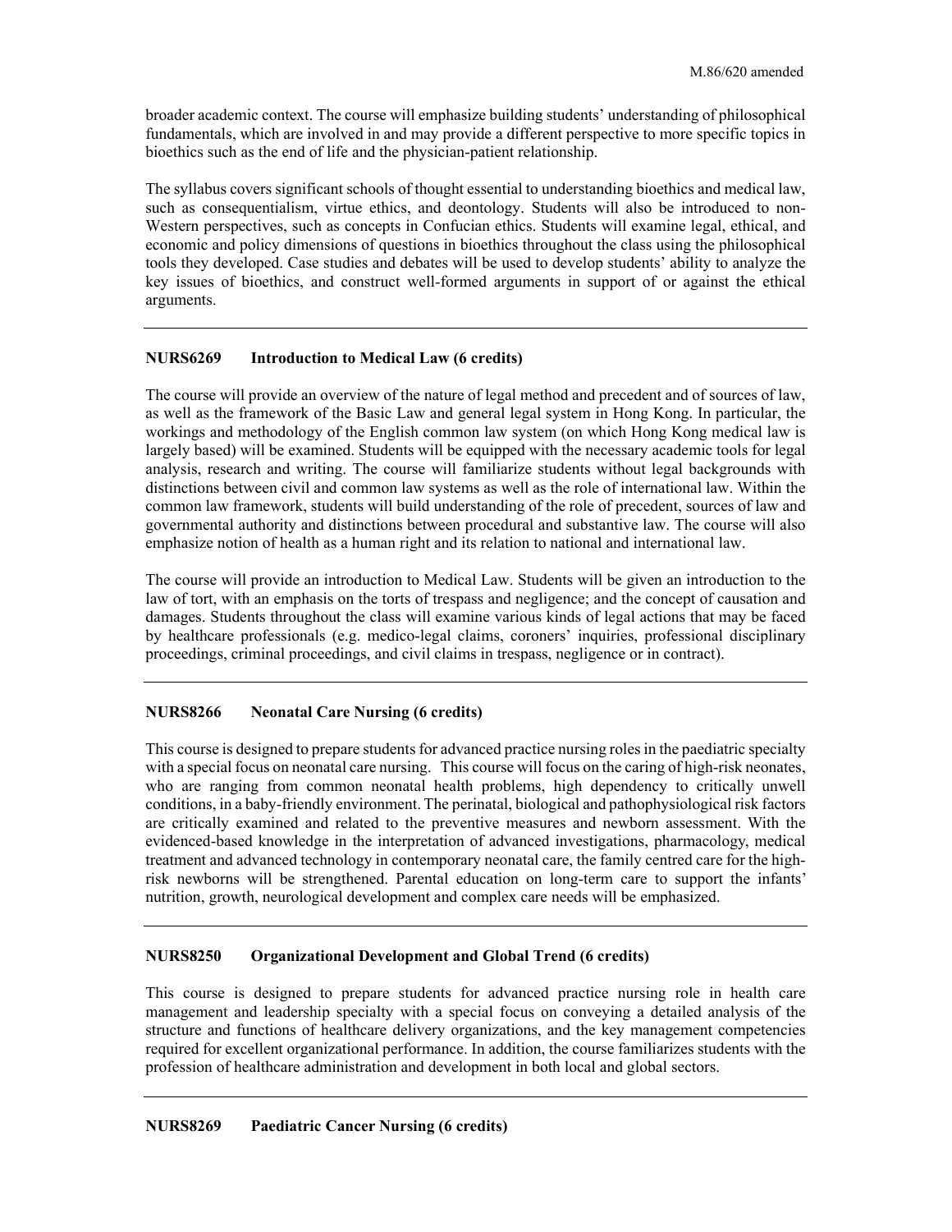broader academic context. The course will emphasize building students' understanding of philosophical fundamentals, which are involved in and may provide a different perspective to more specific topics in bioethics such as the end of life and the physician-patient relationship.

The syllabus covers significant schools of thought essential to understanding bioethics and medical law, such as consequentialism, virtue ethics, and deontology. Students will also be introduced to non-Western perspectives, such as concepts in Confucian ethics. Students will examine legal, ethical, and economic and policy dimensions of questions in bioethics throughout the class using the philosophical tools they developed. Case studies and debates will be used to develop students' ability to analyze the key issues of bioethics, and construct well-formed arguments in support of or against the ethical arguments.

---

### NURS6269 Introduction to Medical Law (6 credits)

The course will provide an overview of the nature of legal method and precedent and of sources of law, as well as the framework of the Basic Law and general legal system in Hong Kong. In particular, the workings and methodology of the English common law system (on which Hong Kong medical law is largely based) will be examined. Students will be equipped with the necessary academic tools for legal analysis, research and writing. The course will familiarize students without legal backgrounds with distinctions between civil and common law systems as well as the role of international law. Within the common law framework, students will build understanding of the role of precedent, sources of law and governmental authority and distinctions between procedural and substantive law. The course will also emphasize notion of health as a human right and its relation to national and international law.

The course will provide an introduction to Medical Law. Students will be given an introduction to the law of tort, with an emphasis on the torts of trespass and negligence; and the concept of causation and damages. Students throughout the class will examine various kinds of legal actions that may be faced by healthcare professionals (e.g. medico-legal claims, coroners' inquiries, professional disciplinary proceedings, criminal proceedings, and civil claims in trespass, negligence or in contract).

---

### NURS8266 Neonatal Care Nursing (6 credits)

This course is designed to prepare students for advanced practice nursing roles in the paediatric specialty with a special focus on neonatal care nursing. This course will focus on the caring of high-risk neonates, who are ranging from common neonatal health problems, high dependency to critically unwell conditions, in a baby-friendly environment. The perinatal, biological and pathophysiological risk factors are critically examined and related to the preventive measures and newborn assessment. With the evidenced-based knowledge in the interpretation of advanced investigations, pharmacology, medical treatment and advanced technology in contemporary neonatal care, the family centred care for the high-risk newborns will be strengthened. Parental education on long-term care to support the infants' nutrition, growth, neurological development and complex care needs will be emphasized.

---

### NURS8250 Organizational Development and Global Trend (6 credits)

This course is designed to prepare students for advanced practice nursing role in health care management and leadership specialty with a special focus on conveying a detailed analysis of the structure and functions of healthcare delivery organizations, and the key management competencies required for excellent organizational performance. In addition, the course familiarizes students with the profession of healthcare administration and development in both local and global sectors.

---

### NURS8269 Paediatric Cancer Nursing (6 credits)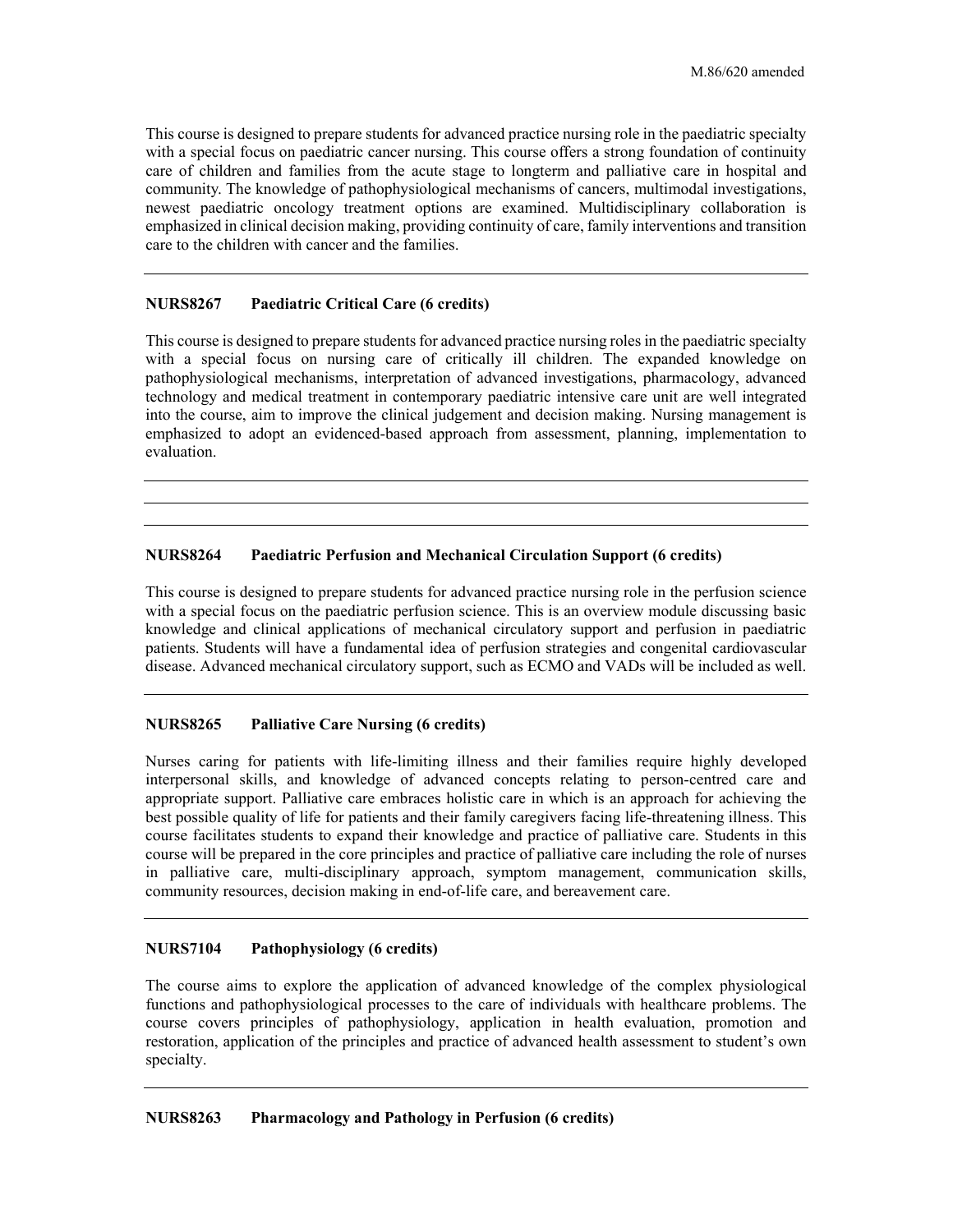This course is designed to prepare students for advanced practice nursing role in the paediatric specialty with a special focus on paediatric cancer nursing. This course offers a strong foundation of continuity care of children and families from the acute stage to longterm and palliative care in hospital and community. The knowledge of pathophysiological mechanisms of cancers, multimodal investigations, newest paediatric oncology treatment options are examined. Multidisciplinary collaboration is emphasized in clinical decision making, providing continuity of care, family interventions and transition care to the children with cancer and the families.

---

**NURS8267 Paediatric Critical Care (6 credits)**

This course is designed to prepare students for advanced practice nursing roles in the paediatric specialty with a special focus on nursing care of critically ill children. The expanded knowledge on pathophysiological mechanisms, interpretation of advanced investigations, pharmacology, advanced technology and medical treatment in contemporary paediatric intensive care unit are well integrated into the course, aim to improve the clinical judgement and decision making. Nursing management is emphasized to adopt an evidenced-based approach from assessment, planning, implementation to evaluation.

---

**NURS8264 Paediatric Perfusion and Mechanical Circulation Support (6 credits)**

This course is designed to prepare students for advanced practice nursing role in the perfusion science with a special focus on the paediatric perfusion science. This is an overview module discussing basic knowledge and clinical applications of mechanical circulatory support and perfusion in paediatric patients. Students will have a fundamental idea of perfusion strategies and congenital cardiovascular disease. Advanced mechanical circulatory support, such as ECMO and VADs will be included as well.

---

**NURS8265 Palliative Care Nursing (6 credits)**

Nurses caring for patients with life-limiting illness and their families require highly developed interpersonal skills, and knowledge of advanced concepts relating to person-centred care and appropriate support. Palliative care embraces holistic care in which is an approach for achieving the best possible quality of life for patients and their family caregivers facing life-threatening illness. This course facilitates students to expand their knowledge and practice of palliative care. Students in this course will be prepared in the core principles and practice of palliative care including the role of nurses in palliative care, multi-disciplinary approach, symptom management, communication skills, community resources, decision making in end-of-life care, and bereavement care.

---

**NURS7104 Pathophysiology (6 credits)**

The course aims to explore the application of advanced knowledge of the complex physiological functions and pathophysiological processes to the care of individuals with healthcare problems. The course covers principles of pathophysiology, application in health evaluation, promotion and restoration, application of the principles and practice of advanced health assessment to student's own specialty.

---

**NURS8263 Pharmacology and Pathology in Perfusion (6 credits)**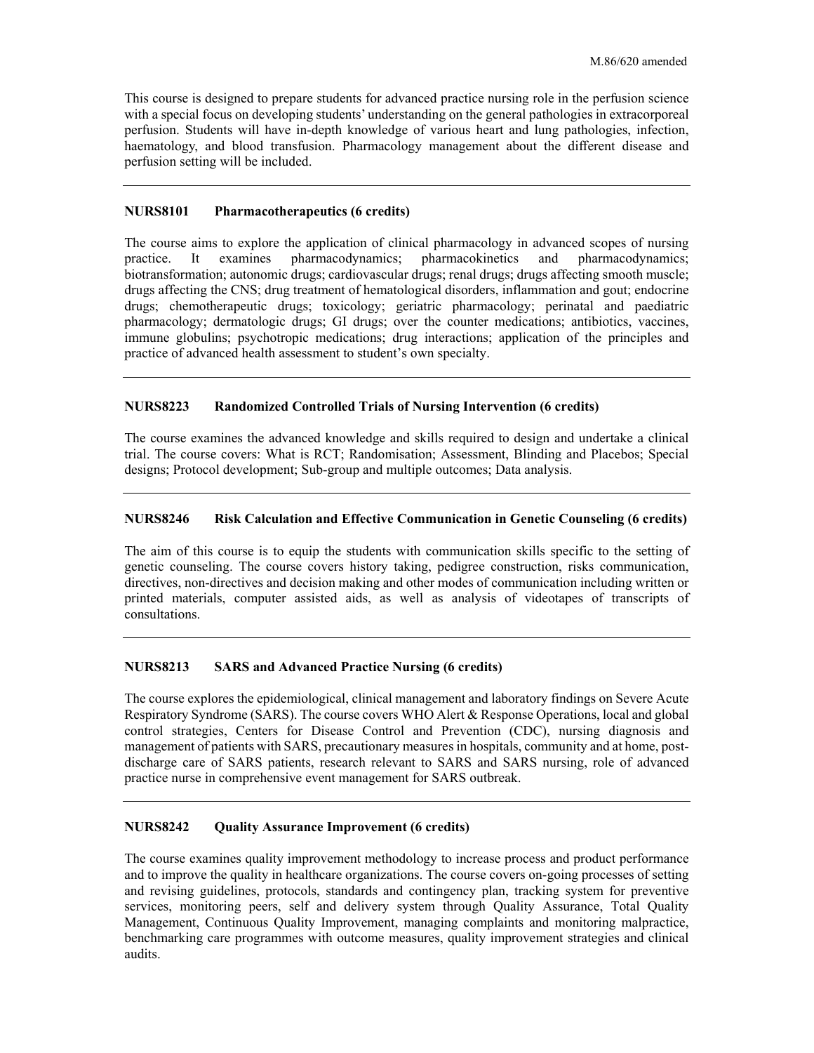This course is designed to prepare students for advanced practice nursing role in the perfusion science with a special focus on developing students' understanding on the general pathologies in extracorporeal perfusion. Students will have in-depth knowledge of various heart and lung pathologies, infection, haematology, and blood transfusion. Pharmacology management about the different disease and perfusion setting will be included.

---

### NURS8101 Pharmacotherapeutics (6 credits)

The course aims to explore the application of clinical pharmacology in advanced scopes of nursing practice. It examines pharmacodynamics; pharmacokinetics and pharmacodynamics; biotransformation; autonomic drugs; cardiovascular drugs; renal drugs; drugs affecting smooth muscle; drugs affecting the CNS; drug treatment of hematological disorders, inflammation and gout; endocrine drugs; chemotherapeutic drugs; toxicology; geriatric pharmacology; perinatal and paediatric pharmacology; dermatologic drugs; GI drugs; over the counter medications; antibiotics, vaccines, immune globulins; psychotropic medications; drug interactions; application of the principles and practice of advanced health assessment to student's own specialty.

---

### NURS8223 Randomized Controlled Trials of Nursing Intervention (6 credits)

The course examines the advanced knowledge and skills required to design and undertake a clinical trial. The course covers: What is RCT; Randomisation; Assessment, Blinding and Placebos; Special designs; Protocol development; Sub-group and multiple outcomes; Data analysis.

---

### NURS8246 Risk Calculation and Effective Communication in Genetic Counseling (6 credits)

The aim of this course is to equip the students with communication skills specific to the setting of genetic counseling. The course covers history taking, pedigree construction, risks communication, directives, non-directives and decision making and other modes of communication including written or printed materials, computer assisted aids, as well as analysis of videotapes of transcripts of consultations.

---

### NURS8213 SARS and Advanced Practice Nursing (6 credits)

The course explores the epidemiological, clinical management and laboratory findings on Severe Acute Respiratory Syndrome (SARS). The course covers WHO Alert & Response Operations, local and global control strategies, Centers for Disease Control and Prevention (CDC), nursing diagnosis and management of patients with SARS, precautionary measures in hospitals, community and at home, post-discharge care of SARS patients, research relevant to SARS and SARS nursing, role of advanced practice nurse in comprehensive event management for SARS outbreak.

---

### NURS8242 Quality Assurance Improvement (6 credits)

The course examines quality improvement methodology to increase process and product performance and to improve the quality in healthcare organizations. The course covers on-going processes of setting and revising guidelines, protocols, standards and contingency plan, tracking system for preventive services, monitoring peers, self and delivery system through Quality Assurance, Total Quality Management, Continuous Quality Improvement, managing complaints and monitoring malpractice, benchmarking care programmes with outcome measures, quality improvement strategies and clinical audits.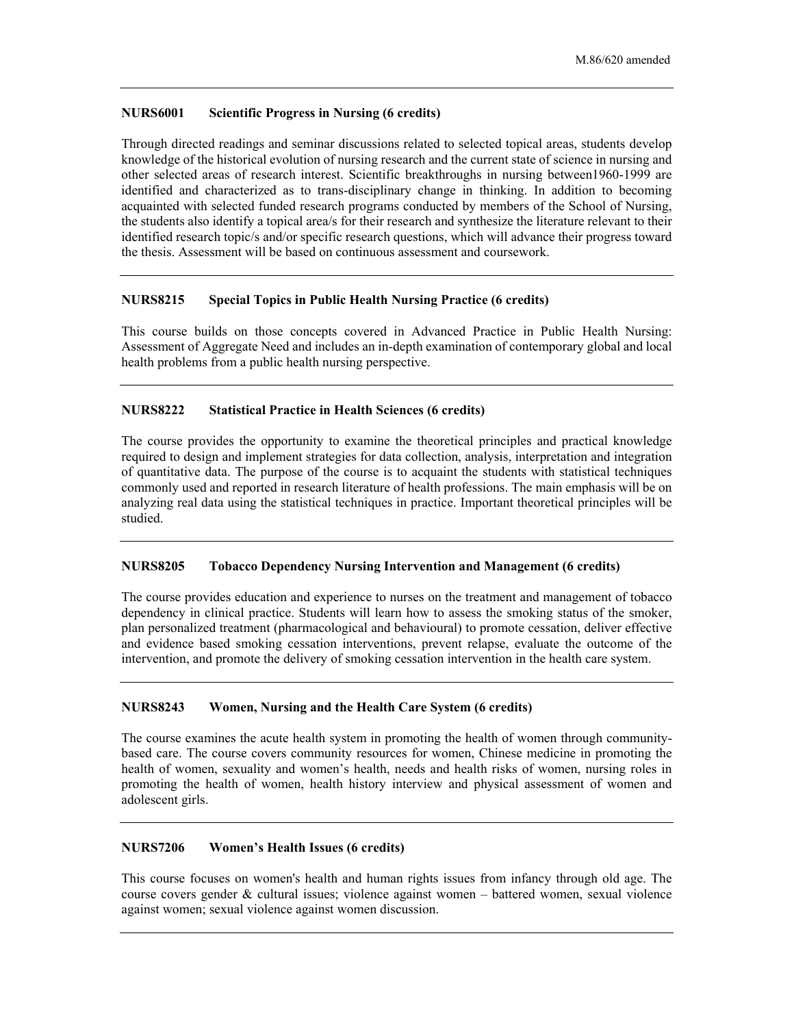### NURS6001 Scientific Progress in Nursing (6 credits)

Through directed readings and seminar discussions related to selected topical areas, students develop knowledge of the historical evolution of nursing research and the current state of science in nursing and other selected areas of research interest. Scientific breakthroughs in nursing between1960-1999 are identified and characterized as to trans-disciplinary change in thinking. In addition to becoming acquainted with selected funded research programs conducted by members of the School of Nursing, the students also identify a topical area/s for their research and synthesize the literature relevant to their identified research topic/s and/or specific research questions, which will advance their progress toward the thesis. Assessment will be based on continuous assessment and coursework.

---

### NURS8215 Special Topics in Public Health Nursing Practice (6 credits)

This course builds on those concepts covered in Advanced Practice in Public Health Nursing: Assessment of Aggregate Need and includes an in-depth examination of contemporary global and local health problems from a public health nursing perspective.

---

### NURS8222 Statistical Practice in Health Sciences (6 credits)

The course provides the opportunity to examine the theoretical principles and practical knowledge required to design and implement strategies for data collection, analysis, interpretation and integration of quantitative data. The purpose of the course is to acquaint the students with statistical techniques commonly used and reported in research literature of health professions. The main emphasis will be on analyzing real data using the statistical techniques in practice. Important theoretical principles will be studied.

---

### NURS8205 Tobacco Dependency Nursing Intervention and Management (6 credits)

The course provides education and experience to nurses on the treatment and management of tobacco dependency in clinical practice. Students will learn how to assess the smoking status of the smoker, plan personalized treatment (pharmacological and behavioural) to promote cessation, deliver effective and evidence based smoking cessation interventions, prevent relapse, evaluate the outcome of the intervention, and promote the delivery of smoking cessation intervention in the health care system.

---

### NURS8243 Women, Nursing and the Health Care System (6 credits)

The course examines the acute health system in promoting the health of women through community-based care. The course covers community resources for women, Chinese medicine in promoting the health of women, sexuality and women's health, needs and health risks of women, nursing roles in promoting the health of women, health history interview and physical assessment of women and adolescent girls.

---

### NURS7206 Women's Health Issues (6 credits)

This course focuses on women's health and human rights issues from infancy through old age. The course covers gender & cultural issues; violence against women – battered women, sexual violence against women; sexual violence against women discussion.

---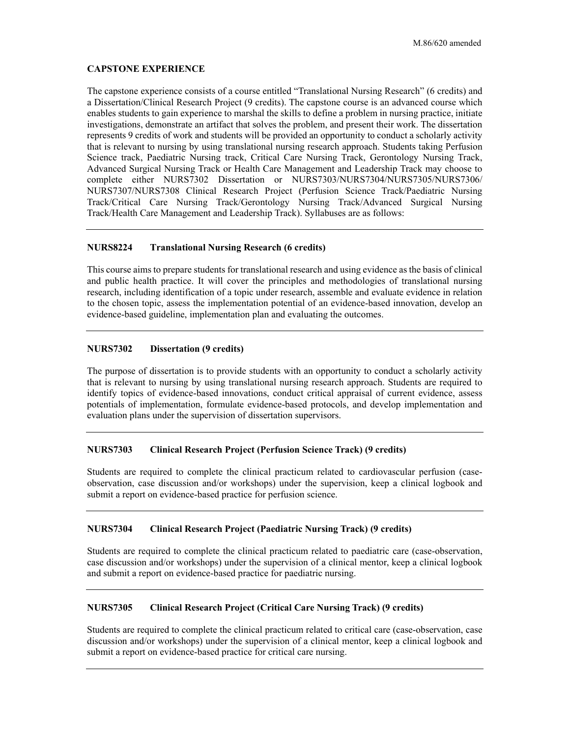M.86/620 amended

**CAPSTONE EXPERIENCE**

The capstone experience consists of a course entitled "Translational Nursing Research" (6 credits) and a Dissertation/Clinical Research Project (9 credits). The capstone course is an advanced course which enables students to gain experience to marshal the skills to define a problem in nursing practice, initiate investigations, demonstrate an artifact that solves the problem, and present their work. The dissertation represents 9 credits of work and students will be provided an opportunity to conduct a scholarly activity that is relevant to nursing by using translational nursing research approach. Students taking Perfusion Science track, Paediatric Nursing track, Critical Care Nursing Track, Gerontology Nursing Track, Advanced Surgical Nursing Track or Health Care Management and Leadership Track may choose to complete either NURS7302 Dissertation or NURS7303/NURS7304/NURS7305/NURS7306/ NURS7307/NURS7308 Clinical Research Project (Perfusion Science Track/Paediatric Nursing Track/Critical Care Nursing Track/Gerontology Nursing Track/Advanced Surgical Nursing Track/Health Care Management and Leadership Track). Syllabuses are as follows:

---

**NURS8224 Translational Nursing Research (6 credits)**

This course aims to prepare students for translational research and using evidence as the basis of clinical and public health practice. It will cover the principles and methodologies of translational nursing research, including identification of a topic under research, assemble and evaluate evidence in relation to the chosen topic, assess the implementation potential of an evidence-based innovation, develop an evidence-based guideline, implementation plan and evaluating the outcomes.

---

**NURS7302 Dissertation (9 credits)**

The purpose of dissertation is to provide students with an opportunity to conduct a scholarly activity that is relevant to nursing by using translational nursing research approach. Students are required to identify topics of evidence-based innovations, conduct critical appraisal of current evidence, assess potentials of implementation, formulate evidence-based protocols, and develop implementation and evaluation plans under the supervision of dissertation supervisors.

---

**NURS7303 Clinical Research Project (Perfusion Science Track) (9 credits)**

Students are required to complete the clinical practicum related to cardiovascular perfusion (case-observation, case discussion and/or workshops) under the supervision, keep a clinical logbook and submit a report on evidence-based practice for perfusion science.

---

**NURS7304 Clinical Research Project (Paediatric Nursing Track) (9 credits)**

Students are required to complete the clinical practicum related to paediatric care (case-observation, case discussion and/or workshops) under the supervision of a clinical mentor, keep a clinical logbook and submit a report on evidence-based practice for paediatric nursing.

---

**NURS7305 Clinical Research Project (Critical Care Nursing Track) (9 credits)**

Students are required to complete the clinical practicum related to critical care (case-observation, case discussion and/or workshops) under the supervision of a clinical mentor, keep a clinical logbook and submit a report on evidence-based practice for critical care nursing.

---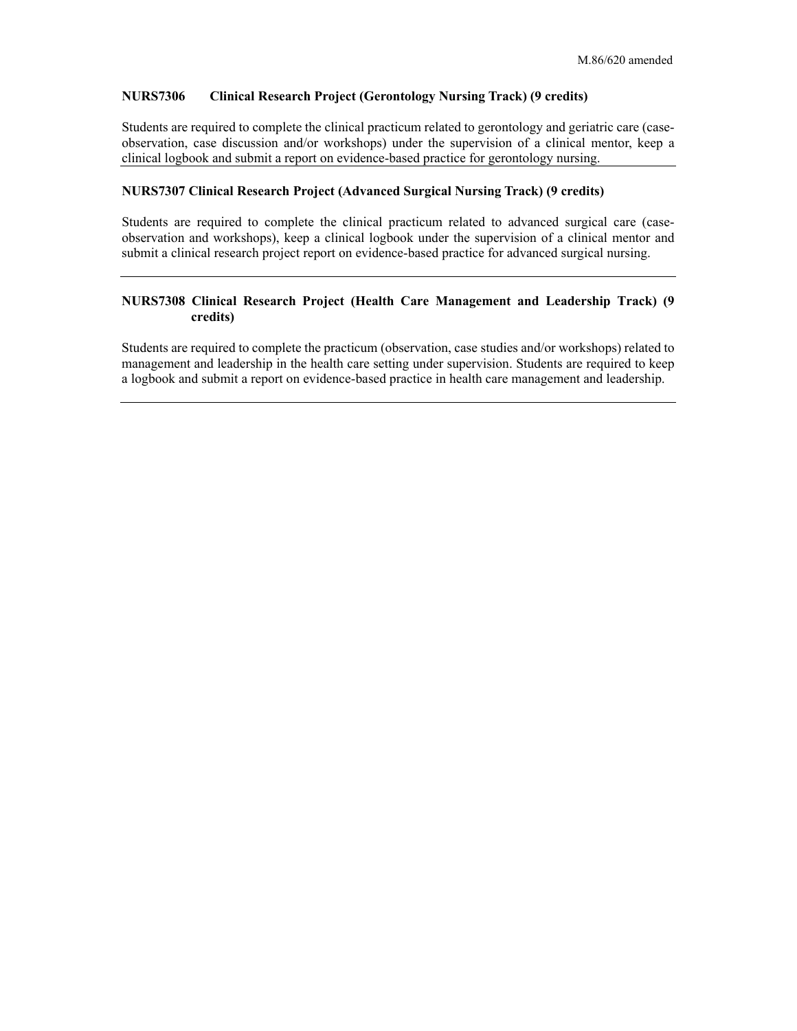M.86/620 amended

**NURS7306 Clinical Research Project (Gerontology Nursing Track) (9 credits)**

Students are required to complete the clinical practicum related to gerontology and geriatric care (case-observation, case discussion and/or workshops) under the supervision of a clinical mentor, keep a clinical logbook and submit a report on evidence-based practice for gerontology nursing.

---

**NURS7307 Clinical Research Project (Advanced Surgical Nursing Track) (9 credits)**

Students are required to complete the clinical practicum related to advanced surgical care (case-observation and workshops), keep a clinical logbook under the supervision of a clinical mentor and submit a clinical research project report on evidence-based practice for advanced surgical nursing.

---

**NURS7308 Clinical Research Project (Health Care Management and Leadership Track) (9 credits)**

Students are required to complete the practicum (observation, case studies and/or workshops) related to management and leadership in the health care setting under supervision. Students are required to keep a logbook and submit a report on evidence-based practice in health care management and leadership.

---